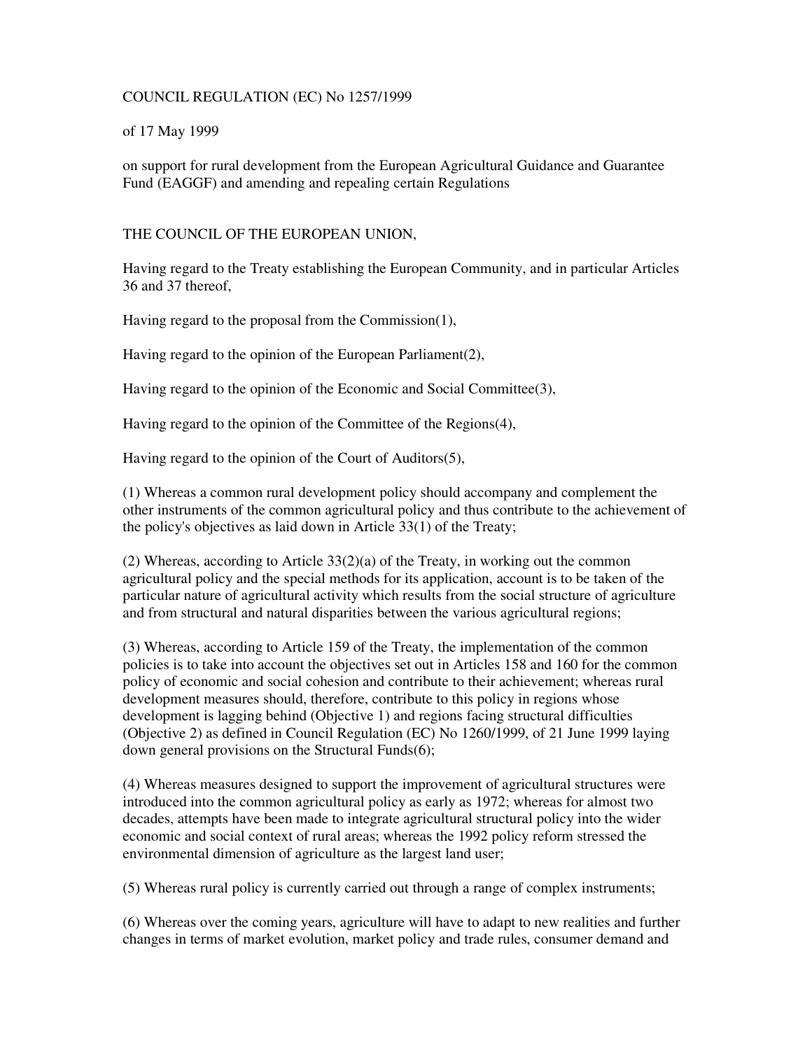COUNCIL REGULATION (EC) No 1257/1999

of 17 May 1999

on support for rural development from the European Agricultural Guidance and Guarantee Fund (EAGGF) and amending and repealing certain Regulations

THE COUNCIL OF THE EUROPEAN UNION,

Having regard to the Treaty establishing the European Community, and in particular Articles 36 and 37 thereof,

Having regard to the proposal from the Commission(1),

Having regard to the opinion of the European Parliament(2),

Having regard to the opinion of the Economic and Social Committee(3),

Having regard to the opinion of the Committee of the Regions(4),

Having regard to the opinion of the Court of Auditors(5),

(1) Whereas a common rural development policy should accompany and complement the other instruments of the common agricultural policy and thus contribute to the achievement of the policy's objectives as laid down in Article 33(1) of the Treaty;

(2) Whereas, according to Article 33(2)(a) of the Treaty, in working out the common agricultural policy and the special methods for its application, account is to be taken of the particular nature of agricultural activity which results from the social structure of agriculture and from structural and natural disparities between the various agricultural regions;

(3) Whereas, according to Article 159 of the Treaty, the implementation of the common policies is to take into account the objectives set out in Articles 158 and 160 for the common policy of economic and social cohesion and contribute to their achievement; whereas rural development measures should, therefore, contribute to this policy in regions whose development is lagging behind (Objective 1) and regions facing structural difficulties (Objective 2) as defined in Council Regulation (EC) No 1260/1999, of 21 June 1999 laying down general provisions on the Structural Funds(6);

(4) Whereas measures designed to support the improvement of agricultural structures were introduced into the common agricultural policy as early as 1972; whereas for almost two decades, attempts have been made to integrate agricultural structural policy into the wider economic and social context of rural areas; whereas the 1992 policy reform stressed the environmental dimension of agriculture as the largest land user;

(5) Whereas rural policy is currently carried out through a range of complex instruments;

(6) Whereas over the coming years, agriculture will have to adapt to new realities and further changes in terms of market evolution, market policy and trade rules, consumer demand and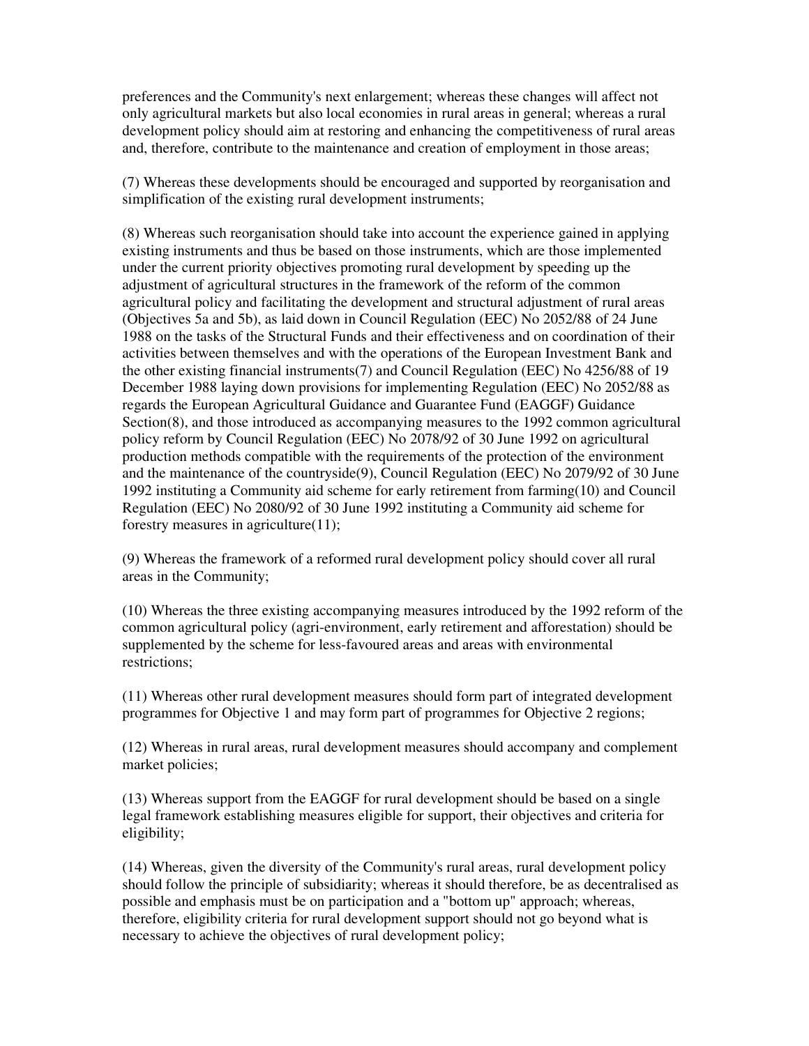preferences and the Community's next enlargement; whereas these changes will affect not only agricultural markets but also local economies in rural areas in general; whereas a rural development policy should aim at restoring and enhancing the competitiveness of rural areas and, therefore, contribute to the maintenance and creation of employment in those areas;

(7) Whereas these developments should be encouraged and supported by reorganisation and simplification of the existing rural development instruments;

(8) Whereas such reorganisation should take into account the experience gained in applying existing instruments and thus be based on those instruments, which are those implemented under the current priority objectives promoting rural development by speeding up the adjustment of agricultural structures in the framework of the reform of the common agricultural policy and facilitating the development and structural adjustment of rural areas (Objectives 5a and 5b), as laid down in Council Regulation (EEC) No 2052/88 of 24 June 1988 on the tasks of the Structural Funds and their effectiveness and on coordination of their activities between themselves and with the operations of the European Investment Bank and the other existing financial instruments(7) and Council Regulation (EEC) No 4256/88 of 19 December 1988 laying down provisions for implementing Regulation (EEC) No 2052/88 as regards the European Agricultural Guidance and Guarantee Fund (EAGGF) Guidance Section(8), and those introduced as accompanying measures to the 1992 common agricultural policy reform by Council Regulation (EEC) No 2078/92 of 30 June 1992 on agricultural production methods compatible with the requirements of the protection of the environment and the maintenance of the countryside(9), Council Regulation (EEC) No 2079/92 of 30 June 1992 instituting a Community aid scheme for early retirement from farming(10) and Council Regulation (EEC) No 2080/92 of 30 June 1992 instituting a Community aid scheme for forestry measures in agriculture(11);

(9) Whereas the framework of a reformed rural development policy should cover all rural areas in the Community;

(10) Whereas the three existing accompanying measures introduced by the 1992 reform of the common agricultural policy (agri-environment, early retirement and afforestation) should be supplemented by the scheme for less-favoured areas and areas with environmental restrictions;

(11) Whereas other rural development measures should form part of integrated development programmes for Objective 1 and may form part of programmes for Objective 2 regions;

(12) Whereas in rural areas, rural development measures should accompany and complement market policies;

(13) Whereas support from the EAGGF for rural development should be based on a single legal framework establishing measures eligible for support, their objectives and criteria for eligibility;

(14) Whereas, given the diversity of the Community's rural areas, rural development policy should follow the principle of subsidiarity; whereas it should therefore, be as decentralised as possible and emphasis must be on participation and a "bottom up" approach; whereas, therefore, eligibility criteria for rural development support should not go beyond what is necessary to achieve the objectives of rural development policy;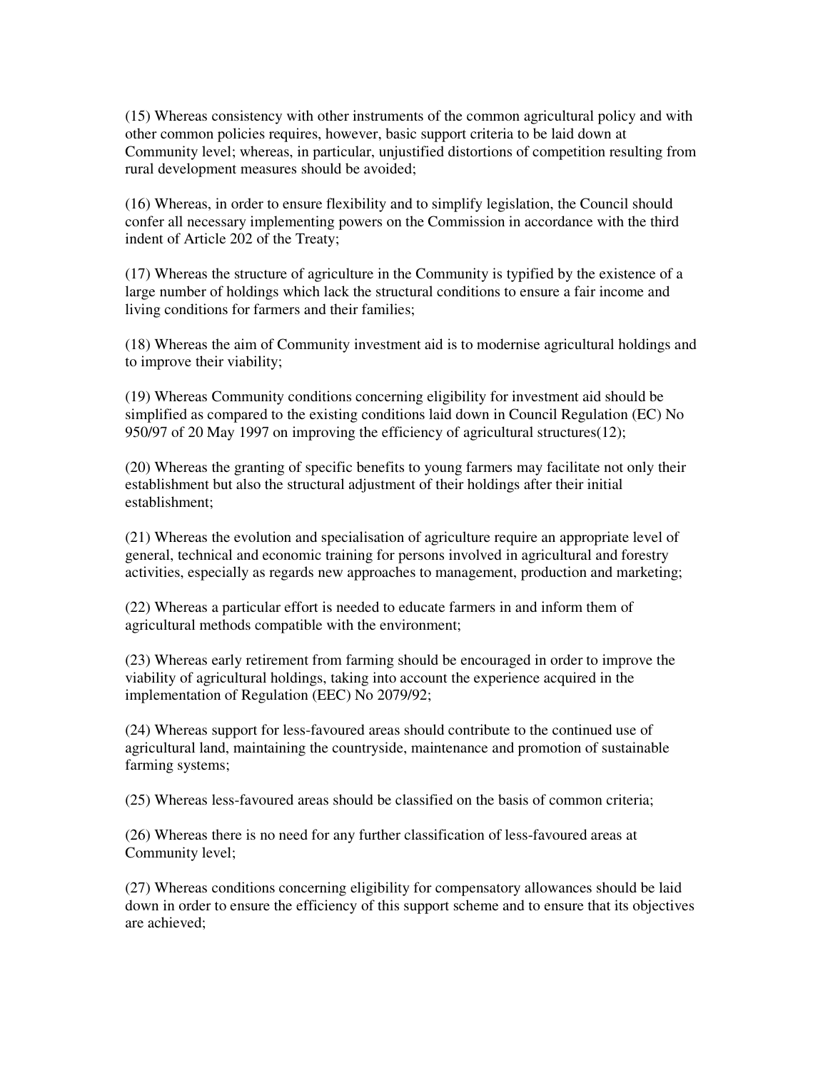(15) Whereas consistency with other instruments of the common agricultural policy and with other common policies requires, however, basic support criteria to be laid down at Community level; whereas, in particular, unjustified distortions of competition resulting from rural development measures should be avoided;

(16) Whereas, in order to ensure flexibility and to simplify legislation, the Council should confer all necessary implementing powers on the Commission in accordance with the third indent of Article 202 of the Treaty;

(17) Whereas the structure of agriculture in the Community is typified by the existence of a large number of holdings which lack the structural conditions to ensure a fair income and living conditions for farmers and their families;

(18) Whereas the aim of Community investment aid is to modernise agricultural holdings and to improve their viability;

(19) Whereas Community conditions concerning eligibility for investment aid should be simplified as compared to the existing conditions laid down in Council Regulation (EC) No 950/97 of 20 May 1997 on improving the efficiency of agricultural structures(12);

(20) Whereas the granting of specific benefits to young farmers may facilitate not only their establishment but also the structural adjustment of their holdings after their initial establishment;

(21) Whereas the evolution and specialisation of agriculture require an appropriate level of general, technical and economic training for persons involved in agricultural and forestry activities, especially as regards new approaches to management, production and marketing;

(22) Whereas a particular effort is needed to educate farmers in and inform them of agricultural methods compatible with the environment;

(23) Whereas early retirement from farming should be encouraged in order to improve the viability of agricultural holdings, taking into account the experience acquired in the implementation of Regulation (EEC) No 2079/92;

(24) Whereas support for less-favoured areas should contribute to the continued use of agricultural land, maintaining the countryside, maintenance and promotion of sustainable farming systems;

(25) Whereas less-favoured areas should be classified on the basis of common criteria;

(26) Whereas there is no need for any further classification of less-favoured areas at Community level;

(27) Whereas conditions concerning eligibility for compensatory allowances should be laid down in order to ensure the efficiency of this support scheme and to ensure that its objectives are achieved;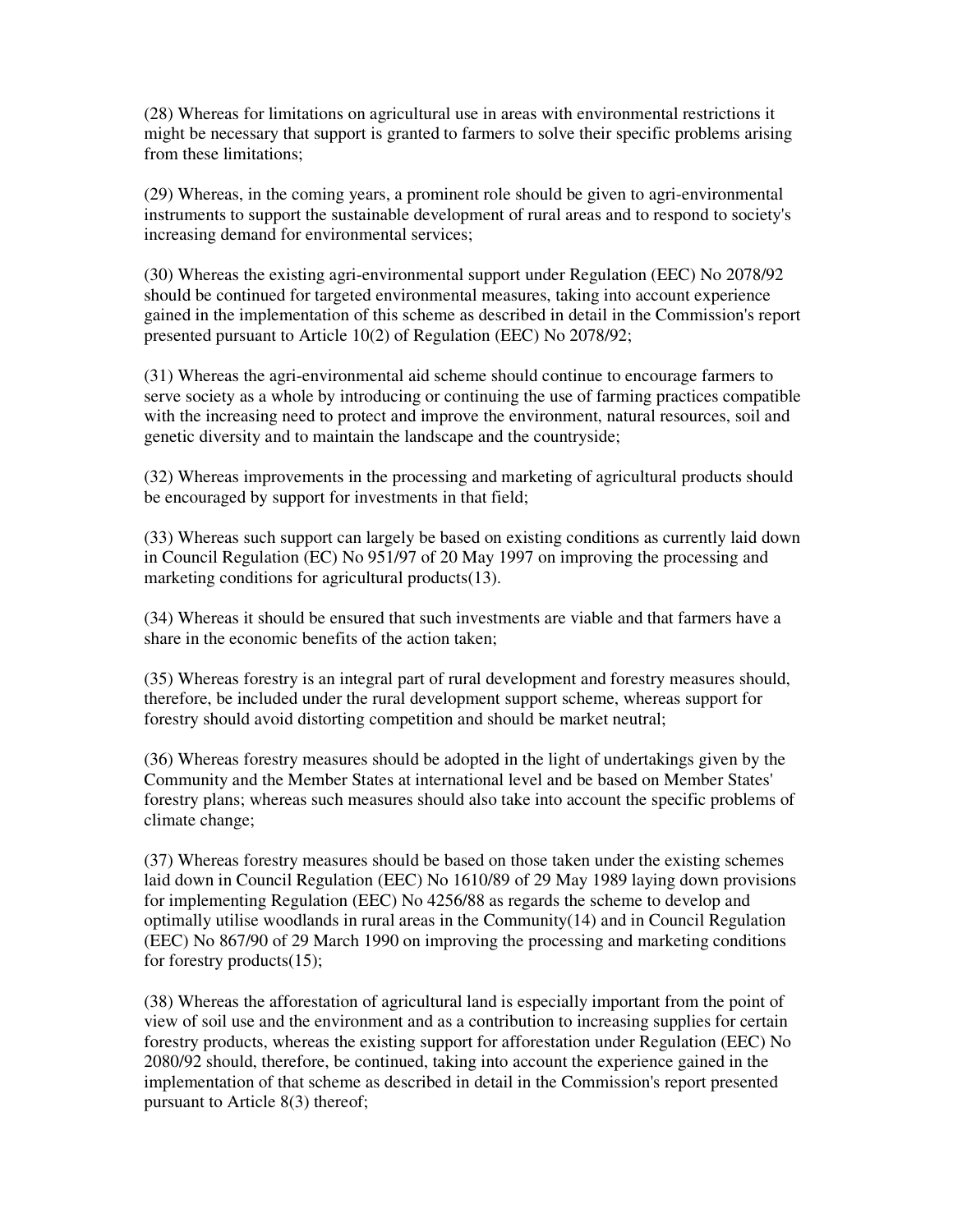(28) Whereas for limitations on agricultural use in areas with environmental restrictions it might be necessary that support is granted to farmers to solve their specific problems arising from these limitations;

(29) Whereas, in the coming years, a prominent role should be given to agri-environmental instruments to support the sustainable development of rural areas and to respond to society's increasing demand for environmental services;

(30) Whereas the existing agri-environmental support under Regulation (EEC) No 2078/92 should be continued for targeted environmental measures, taking into account experience gained in the implementation of this scheme as described in detail in the Commission's report presented pursuant to Article 10(2) of Regulation (EEC) No 2078/92;

(31) Whereas the agri-environmental aid scheme should continue to encourage farmers to serve society as a whole by introducing or continuing the use of farming practices compatible with the increasing need to protect and improve the environment, natural resources, soil and genetic diversity and to maintain the landscape and the countryside;

(32) Whereas improvements in the processing and marketing of agricultural products should be encouraged by support for investments in that field;

(33) Whereas such support can largely be based on existing conditions as currently laid down in Council Regulation (EC) No 951/97 of 20 May 1997 on improving the processing and marketing conditions for agricultural products(13).

(34) Whereas it should be ensured that such investments are viable and that farmers have a share in the economic benefits of the action taken;

(35) Whereas forestry is an integral part of rural development and forestry measures should, therefore, be included under the rural development support scheme, whereas support for forestry should avoid distorting competition and should be market neutral;

(36) Whereas forestry measures should be adopted in the light of undertakings given by the Community and the Member States at international level and be based on Member States' forestry plans; whereas such measures should also take into account the specific problems of climate change;

(37) Whereas forestry measures should be based on those taken under the existing schemes laid down in Council Regulation (EEC) No 1610/89 of 29 May 1989 laying down provisions for implementing Regulation (EEC) No 4256/88 as regards the scheme to develop and optimally utilise woodlands in rural areas in the Community(14) and in Council Regulation (EEC) No 867/90 of 29 March 1990 on improving the processing and marketing conditions for forestry products(15);

(38) Whereas the afforestation of agricultural land is especially important from the point of view of soil use and the environment and as a contribution to increasing supplies for certain forestry products, whereas the existing support for afforestation under Regulation (EEC) No 2080/92 should, therefore, be continued, taking into account the experience gained in the implementation of that scheme as described in detail in the Commission's report presented pursuant to Article 8(3) thereof;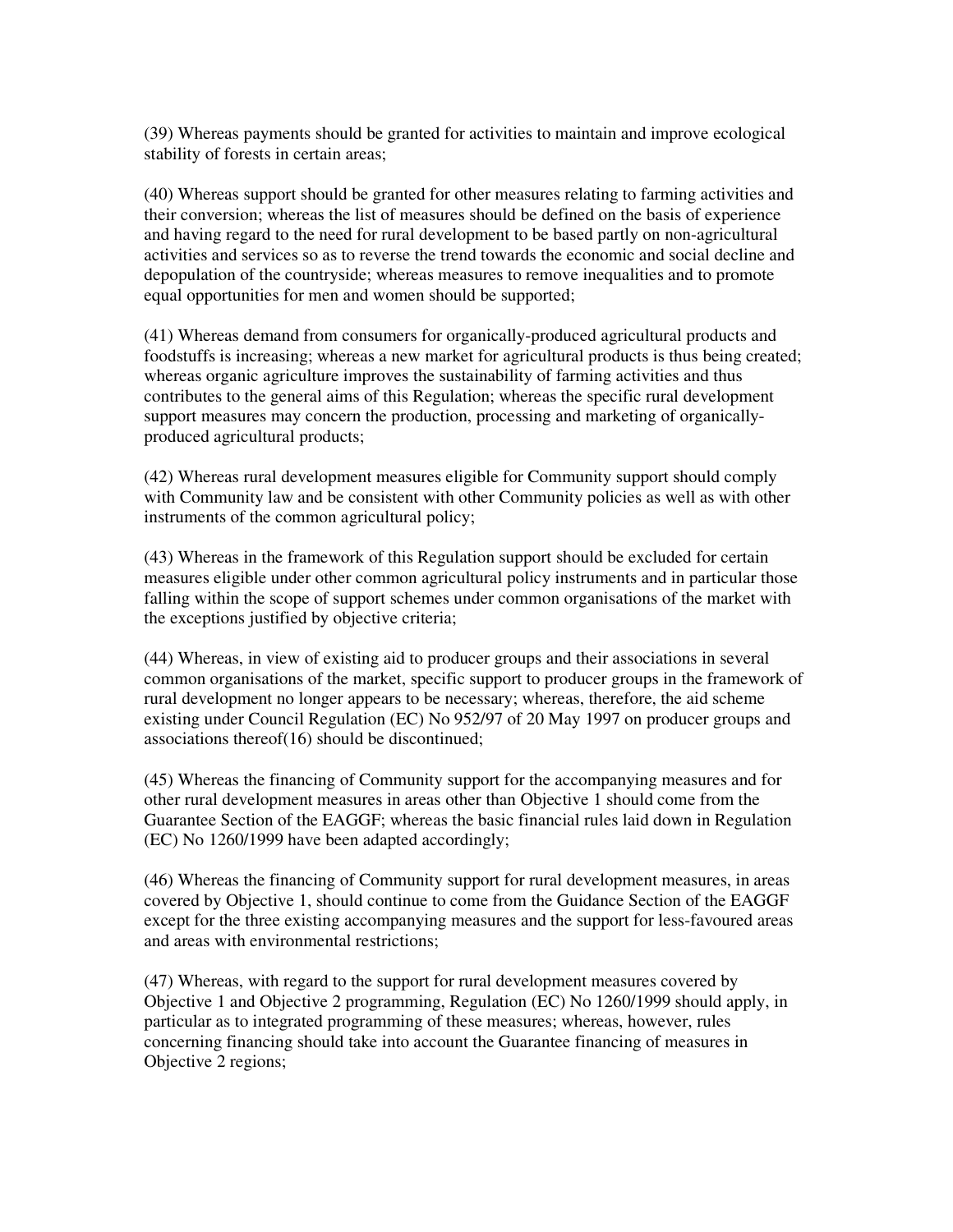(39) Whereas payments should be granted for activities to maintain and improve ecological stability of forests in certain areas;

(40) Whereas support should be granted for other measures relating to farming activities and their conversion; whereas the list of measures should be defined on the basis of experience and having regard to the need for rural development to be based partly on non-agricultural activities and services so as to reverse the trend towards the economic and social decline and depopulation of the countryside; whereas measures to remove inequalities and to promote equal opportunities for men and women should be supported;

(41) Whereas demand from consumers for organically-produced agricultural products and foodstuffs is increasing; whereas a new market for agricultural products is thus being created; whereas organic agriculture improves the sustainability of farming activities and thus contributes to the general aims of this Regulation; whereas the specific rural development support measures may concern the production, processing and marketing of organically-produced agricultural products;

(42) Whereas rural development measures eligible for Community support should comply with Community law and be consistent with other Community policies as well as with other instruments of the common agricultural policy;

(43) Whereas in the framework of this Regulation support should be excluded for certain measures eligible under other common agricultural policy instruments and in particular those falling within the scope of support schemes under common organisations of the market with the exceptions justified by objective criteria;

(44) Whereas, in view of existing aid to producer groups and their associations in several common organisations of the market, specific support to producer groups in the framework of rural development no longer appears to be necessary; whereas, therefore, the aid scheme existing under Council Regulation (EC) No 952/97 of 20 May 1997 on producer groups and associations thereof(16) should be discontinued;

(45) Whereas the financing of Community support for the accompanying measures and for other rural development measures in areas other than Objective 1 should come from the Guarantee Section of the EAGGF; whereas the basic financial rules laid down in Regulation (EC) No 1260/1999 have been adapted accordingly;

(46) Whereas the financing of Community support for rural development measures, in areas covered by Objective 1, should continue to come from the Guidance Section of the EAGGF except for the three existing accompanying measures and the support for less-favoured areas and areas with environmental restrictions;

(47) Whereas, with regard to the support for rural development measures covered by Objective 1 and Objective 2 programming, Regulation (EC) No 1260/1999 should apply, in particular as to integrated programming of these measures; whereas, however, rules concerning financing should take into account the Guarantee financing of measures in Objective 2 regions;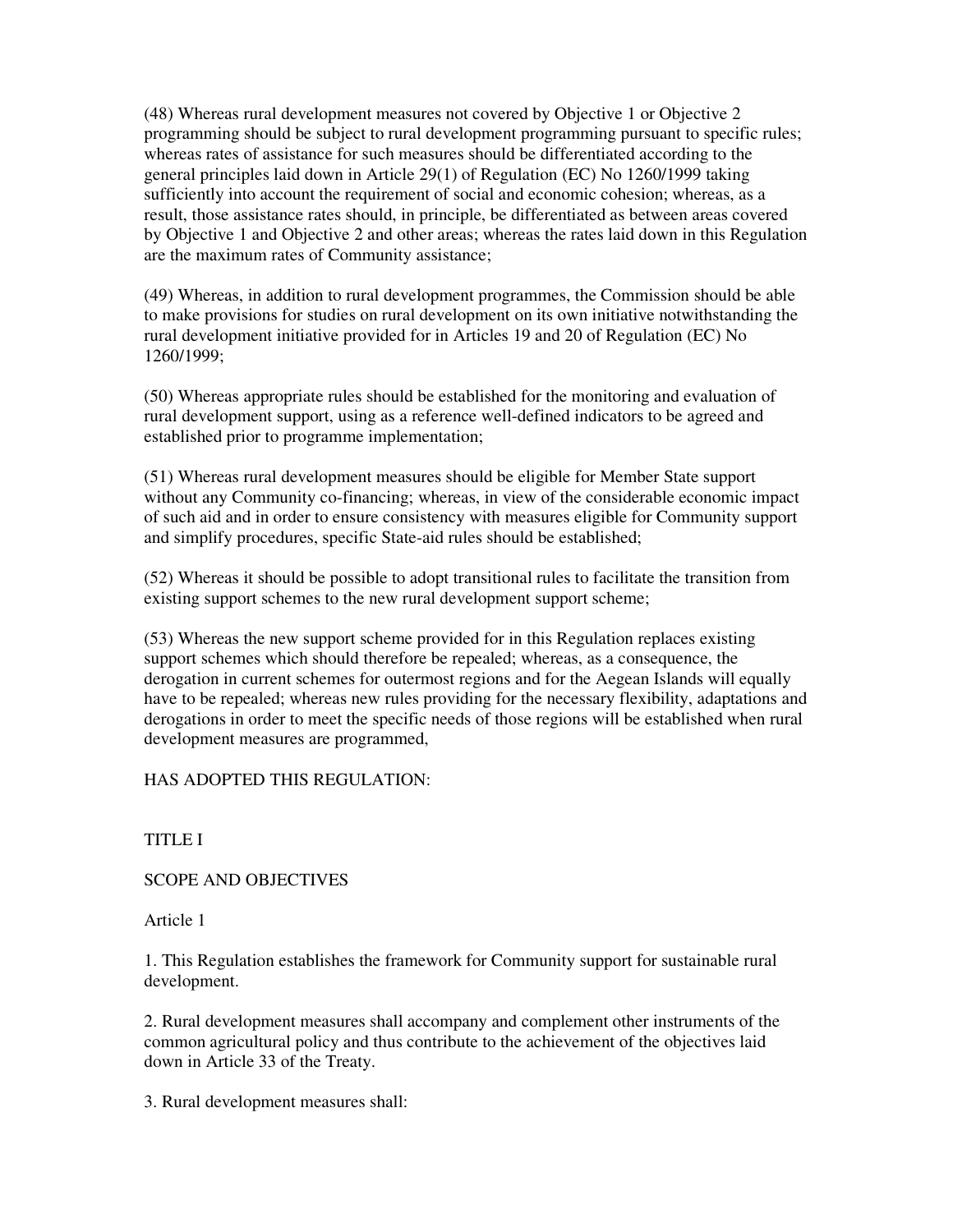(48) Whereas rural development measures not covered by Objective 1 or Objective 2 programming should be subject to rural development programming pursuant to specific rules; whereas rates of assistance for such measures should be differentiated according to the general principles laid down in Article 29(1) of Regulation (EC) No 1260/1999 taking sufficiently into account the requirement of social and economic cohesion; whereas, as a result, those assistance rates should, in principle, be differentiated as between areas covered by Objective 1 and Objective 2 and other areas; whereas the rates laid down in this Regulation are the maximum rates of Community assistance;

(49) Whereas, in addition to rural development programmes, the Commission should be able to make provisions for studies on rural development on its own initiative notwithstanding the rural development initiative provided for in Articles 19 and 20 of Regulation (EC) No 1260/1999;

(50) Whereas appropriate rules should be established for the monitoring and evaluation of rural development support, using as a reference well-defined indicators to be agreed and established prior to programme implementation;

(51) Whereas rural development measures should be eligible for Member State support without any Community co-financing; whereas, in view of the considerable economic impact of such aid and in order to ensure consistency with measures eligible for Community support and simplify procedures, specific State-aid rules should be established;

(52) Whereas it should be possible to adopt transitional rules to facilitate the transition from existing support schemes to the new rural development support scheme;

(53) Whereas the new support scheme provided for in this Regulation replaces existing support schemes which should therefore be repealed; whereas, as a consequence, the derogation in current schemes for outermost regions and for the Aegean Islands will equally have to be repealed; whereas new rules providing for the necessary flexibility, adaptations and derogations in order to meet the specific needs of those regions will be established when rural development measures are programmed,

HAS ADOPTED THIS REGULATION:

## TITLE I

## SCOPE AND OBJECTIVES

### Article 1

1. This Regulation establishes the framework for Community support for sustainable rural development.

2. Rural development measures shall accompany and complement other instruments of the common agricultural policy and thus contribute to the achievement of the objectives laid down in Article 33 of the Treaty.

3. Rural development measures shall: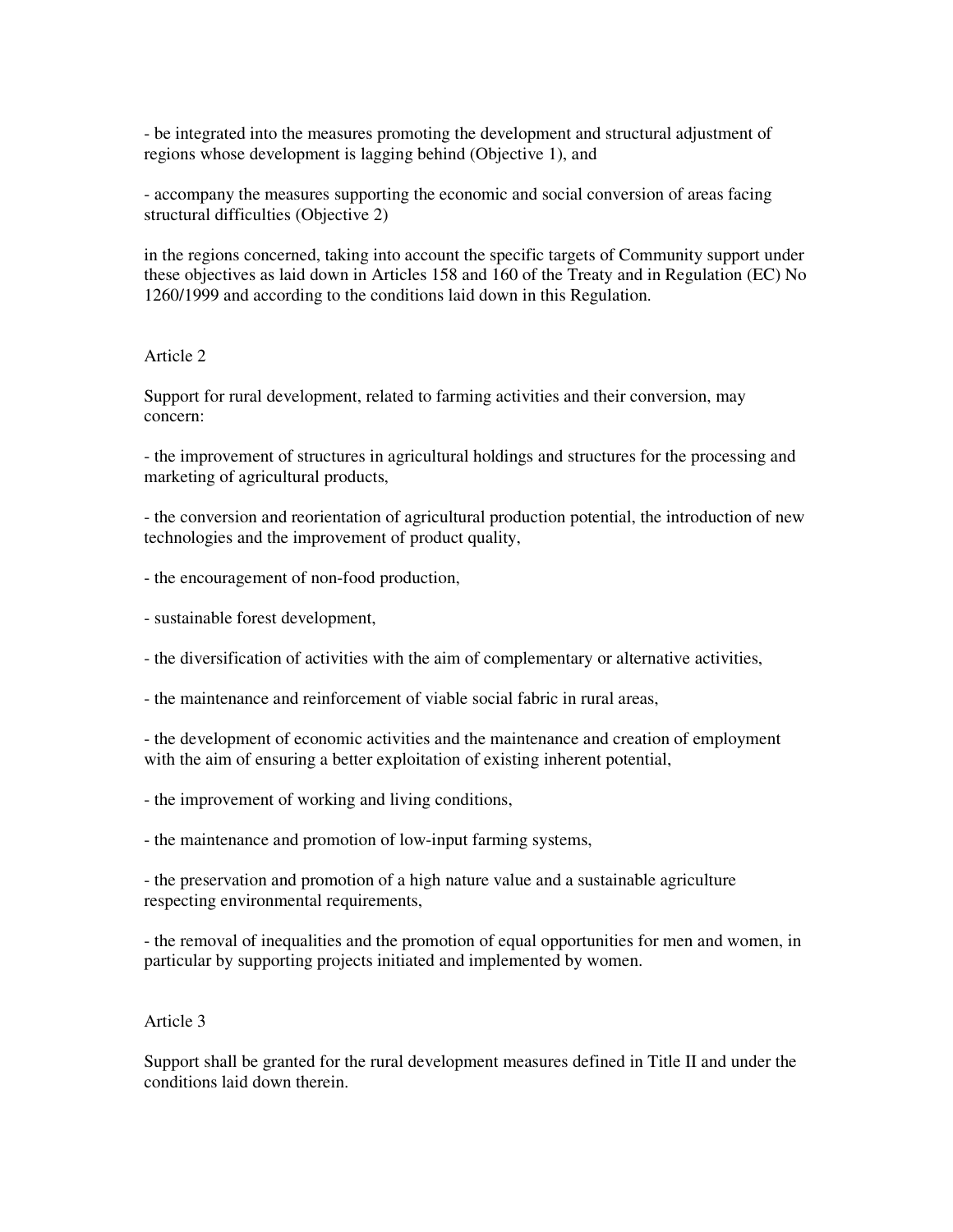- be integrated into the measures promoting the development and structural adjustment of regions whose development is lagging behind (Objective 1), and

- accompany the measures supporting the economic and social conversion of areas facing structural difficulties (Objective 2)

in the regions concerned, taking into account the specific targets of Community support under these objectives as laid down in Articles 158 and 160 of the Treaty and in Regulation (EC) No 1260/1999 and according to the conditions laid down in this Regulation.

Article 2

Support for rural development, related to farming activities and their conversion, may concern:

- the improvement of structures in agricultural holdings and structures for the processing and marketing of agricultural products,

- the conversion and reorientation of agricultural production potential, the introduction of new technologies and the improvement of product quality,

- the encouragement of non-food production,

- sustainable forest development,

- the diversification of activities with the aim of complementary or alternative activities,

- the maintenance and reinforcement of viable social fabric in rural areas,

- the development of economic activities and the maintenance and creation of employment with the aim of ensuring a better exploitation of existing inherent potential,

- the improvement of working and living conditions,

- the maintenance and promotion of low-input farming systems,

- the preservation and promotion of a high nature value and a sustainable agriculture respecting environmental requirements,

- the removal of inequalities and the promotion of equal opportunities for men and women, in particular by supporting projects initiated and implemented by women.

Article 3

Support shall be granted for the rural development measures defined in Title II and under the conditions laid down therein.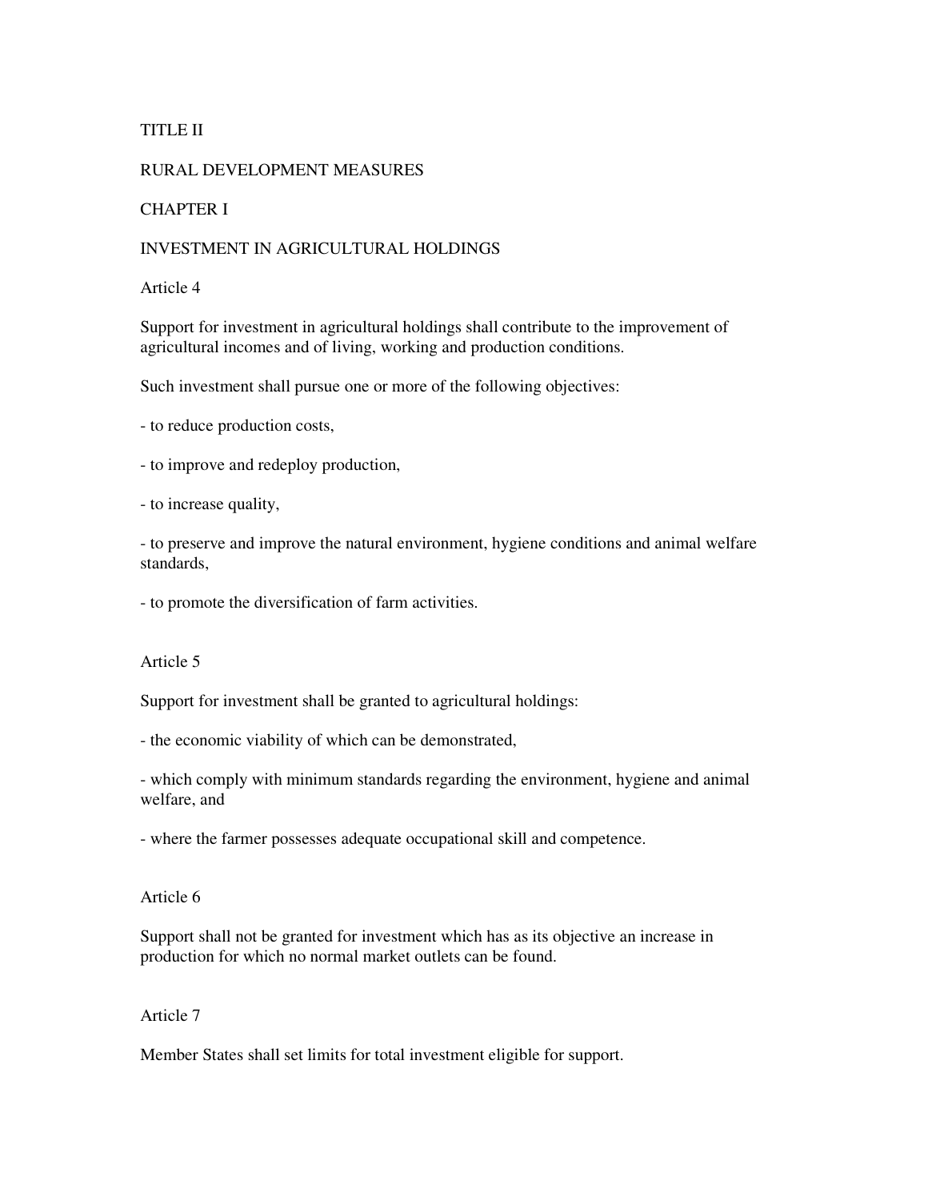# TITLE II

# RURAL DEVELOPMENT MEASURES

## CHAPTER I

## INVESTMENT IN AGRICULTURAL HOLDINGS

### Article 4

Support for investment in agricultural holdings shall contribute to the improvement of agricultural incomes and of living, working and production conditions.

Such investment shall pursue one or more of the following objectives:

- to reduce production costs,
- to improve and redeploy production,
- to increase quality,
- to preserve and improve the natural environment, hygiene conditions and animal welfare standards,
- to promote the diversification of farm activities.

### Article 5

Support for investment shall be granted to agricultural holdings:

- the economic viability of which can be demonstrated,
- which comply with minimum standards regarding the environment, hygiene and animal welfare, and
- where the farmer possesses adequate occupational skill and competence.

### Article 6

Support shall not be granted for investment which has as its objective an increase in production for which no normal market outlets can be found.

### Article 7

Member States shall set limits for total investment eligible for support.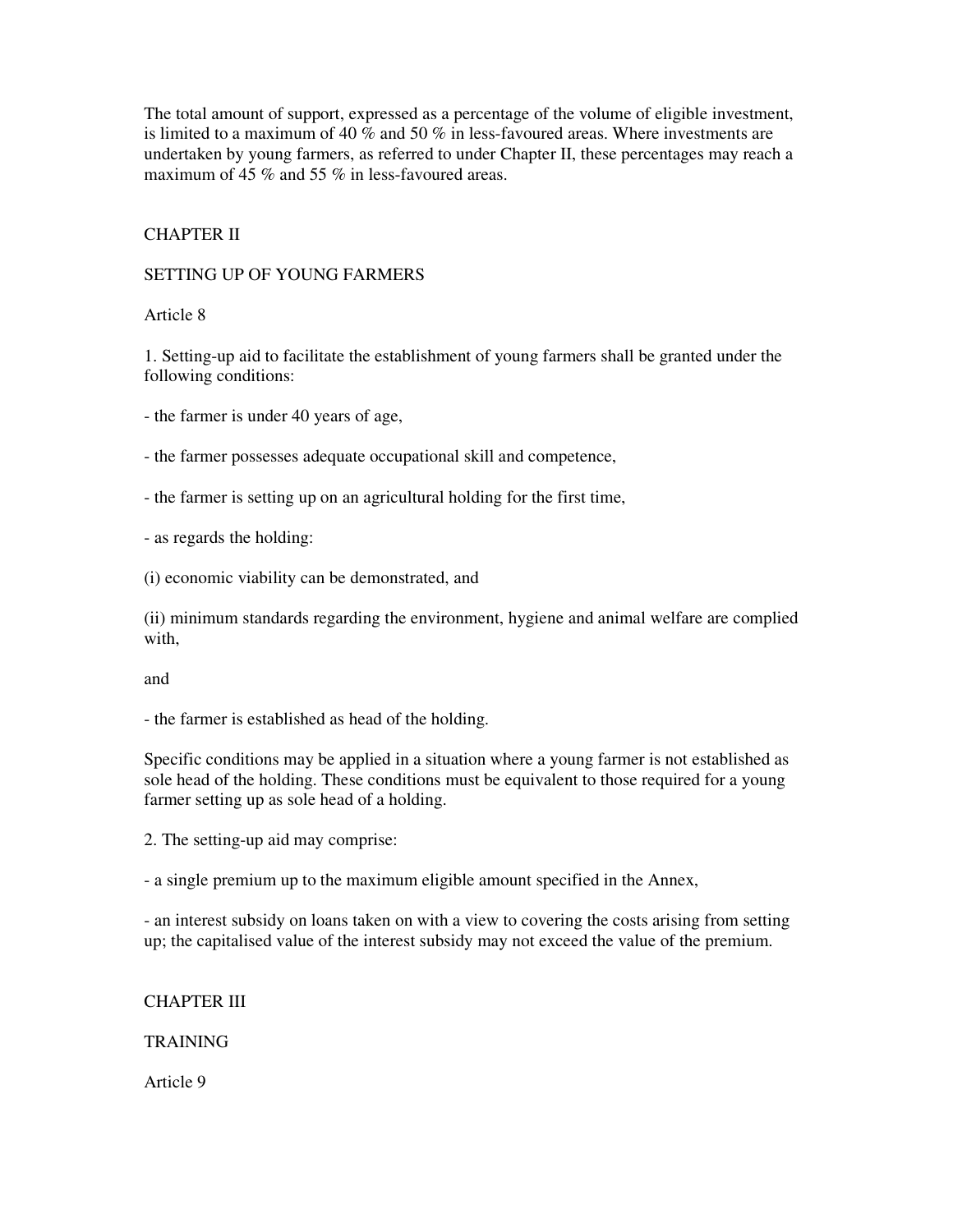The total amount of support, expressed as a percentage of the volume of eligible investment, is limited to a maximum of 40 % and 50 % in less-favoured areas. Where investments are undertaken by young farmers, as referred to under Chapter II, these percentages may reach a maximum of 45 % and 55 % in less-favoured areas.

## CHAPTER II

## SETTING UP OF YOUNG FARMERS

### Article 8

1. Setting-up aid to facilitate the establishment of young farmers shall be granted under the following conditions:

- the farmer is under 40 years of age,

- the farmer possesses adequate occupational skill and competence,

- the farmer is setting up on an agricultural holding for the first time,

- as regards the holding:

(i) economic viability can be demonstrated, and

(ii) minimum standards regarding the environment, hygiene and animal welfare are complied with,

and

- the farmer is established as head of the holding.

Specific conditions may be applied in a situation where a young farmer is not established as sole head of the holding. These conditions must be equivalent to those required for a young farmer setting up as sole head of a holding.

2. The setting-up aid may comprise:

- a single premium up to the maximum eligible amount specified in the Annex,

- an interest subsidy on loans taken on with a view to covering the costs arising from setting up; the capitalised value of the interest subsidy may not exceed the value of the premium.

## CHAPTER III

## TRAINING

### Article 9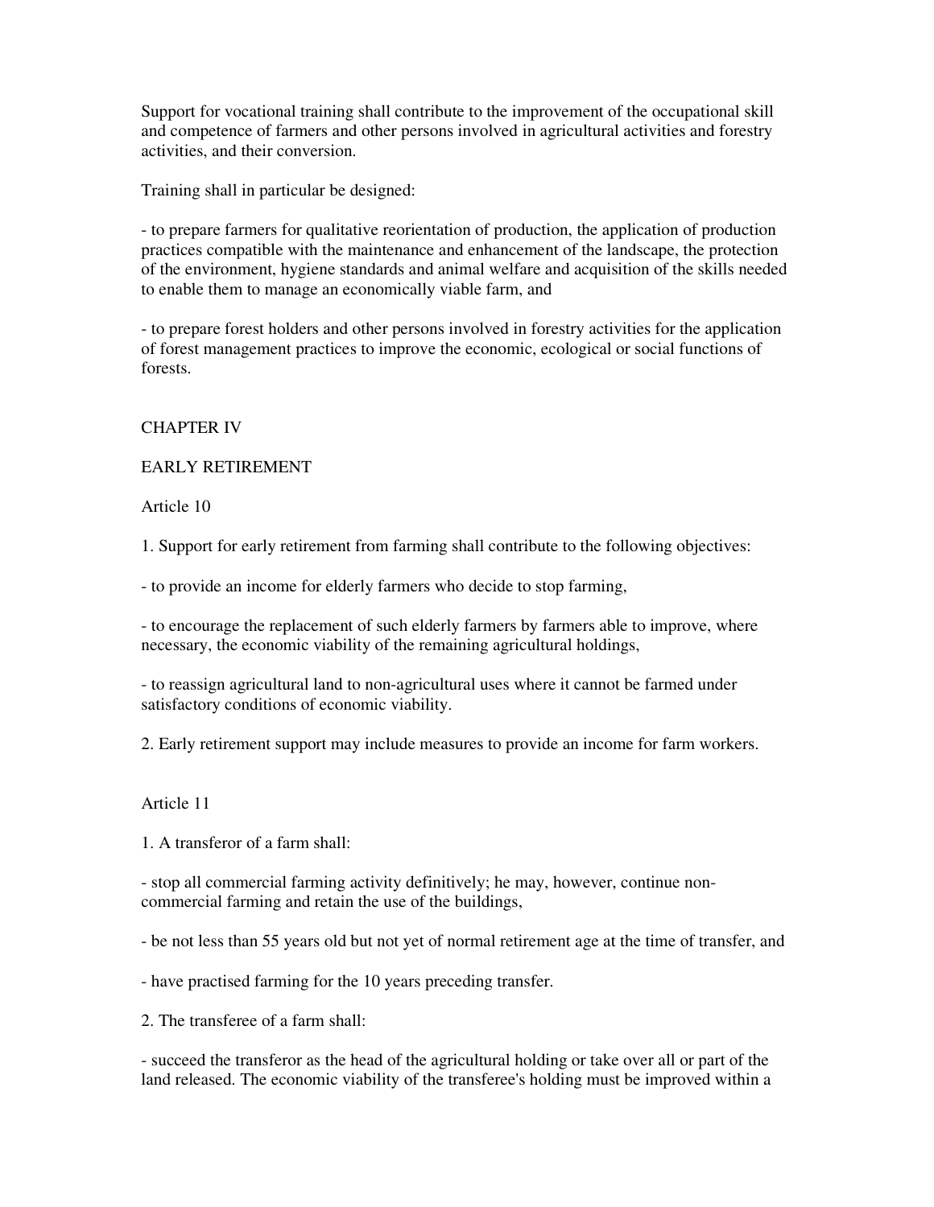Support for vocational training shall contribute to the improvement of the occupational skill and competence of farmers and other persons involved in agricultural activities and forestry activities, and their conversion.

Training shall in particular be designed:

- to prepare farmers for qualitative reorientation of production, the application of production practices compatible with the maintenance and enhancement of the landscape, the protection of the environment, hygiene standards and animal welfare and acquisition of the skills needed to enable them to manage an economically viable farm, and

- to prepare forest holders and other persons involved in forestry activities for the application of forest management practices to improve the economic, ecological or social functions of forests.

## CHAPTER IV

## EARLY RETIREMENT

### Article 10

1. Support for early retirement from farming shall contribute to the following objectives:

- to provide an income for elderly farmers who decide to stop farming,

- to encourage the replacement of such elderly farmers by farmers able to improve, where necessary, the economic viability of the remaining agricultural holdings,

- to reassign agricultural land to non-agricultural uses where it cannot be farmed under satisfactory conditions of economic viability.

2. Early retirement support may include measures to provide an income for farm workers.

### Article 11

1. A transferor of a farm shall:

- stop all commercial farming activity definitively; he may, however, continue non-commercial farming and retain the use of the buildings,

- be not less than 55 years old but not yet of normal retirement age at the time of transfer, and

- have practised farming for the 10 years preceding transfer.

2. The transferee of a farm shall:

- succeed the transferor as the head of the agricultural holding or take over all or part of the land released. The economic viability of the transferee's holding must be improved within a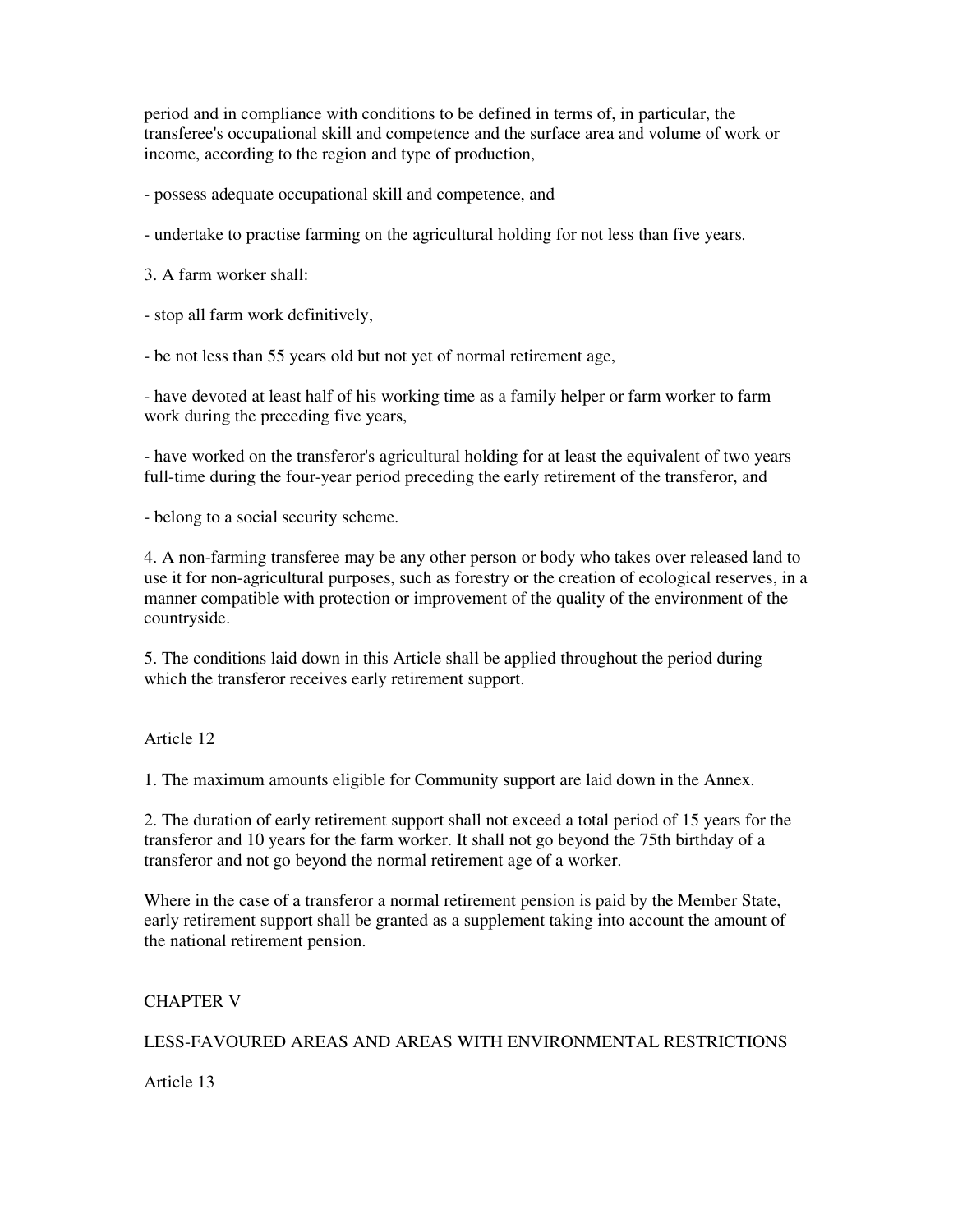period and in compliance with conditions to be defined in terms of, in particular, the transferee's occupational skill and competence and the surface area and volume of work or income, according to the region and type of production,

- possess adequate occupational skill and competence, and

- undertake to practise farming on the agricultural holding for not less than five years.

3. A farm worker shall:

- stop all farm work definitively,

- be not less than 55 years old but not yet of normal retirement age,

- have devoted at least half of his working time as a family helper or farm worker to farm work during the preceding five years,

- have worked on the transferor's agricultural holding for at least the equivalent of two years full-time during the four-year period preceding the early retirement of the transferor, and

- belong to a social security scheme.

4. A non-farming transferee may be any other person or body who takes over released land to use it for non-agricultural purposes, such as forestry or the creation of ecological reserves, in a manner compatible with protection or improvement of the quality of the environment of the countryside.

5. The conditions laid down in this Article shall be applied throughout the period during which the transferor receives early retirement support.

Article 12

1. The maximum amounts eligible for Community support are laid down in the Annex.

2. The duration of early retirement support shall not exceed a total period of 15 years for the transferor and 10 years for the farm worker. It shall not go beyond the 75th birthday of a transferor and not go beyond the normal retirement age of a worker.

Where in the case of a transferor a normal retirement pension is paid by the Member State, early retirement support shall be granted as a supplement taking into account the amount of the national retirement pension.

## CHAPTER V

## LESS-FAVOURED AREAS AND AREAS WITH ENVIRONMENTAL RESTRICTIONS

Article 13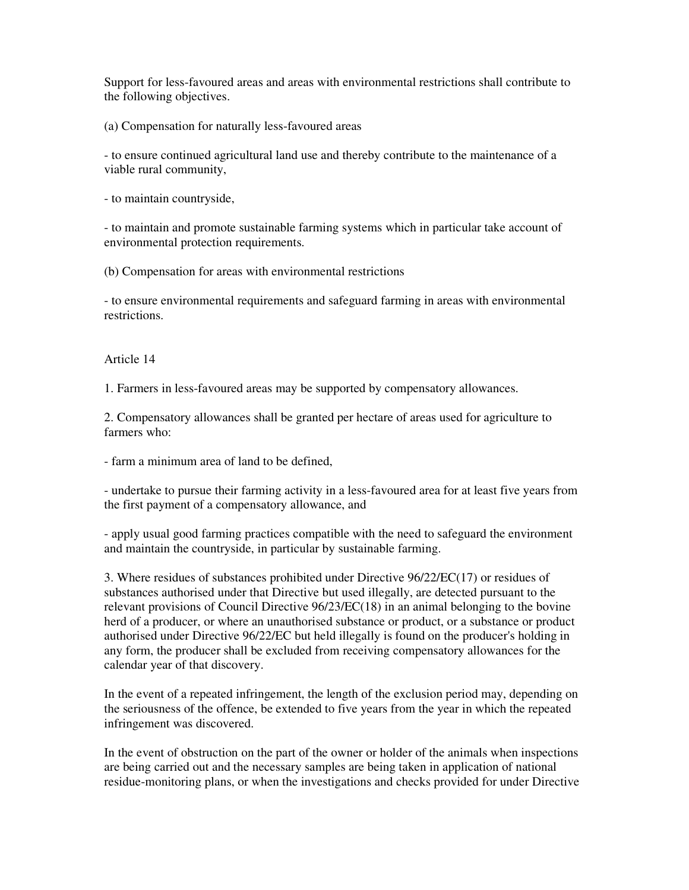Support for less-favoured areas and areas with environmental restrictions shall contribute to the following objectives.

(a) Compensation for naturally less-favoured areas

- to ensure continued agricultural land use and thereby contribute to the maintenance of a viable rural community,

- to maintain countryside,

- to maintain and promote sustainable farming systems which in particular take account of environmental protection requirements.

(b) Compensation for areas with environmental restrictions

- to ensure environmental requirements and safeguard farming in areas with environmental restrictions.

Article 14

1. Farmers in less-favoured areas may be supported by compensatory allowances.

2. Compensatory allowances shall be granted per hectare of areas used for agriculture to farmers who:

- farm a minimum area of land to be defined,

- undertake to pursue their farming activity in a less-favoured area for at least five years from the first payment of a compensatory allowance, and

- apply usual good farming practices compatible with the need to safeguard the environment and maintain the countryside, in particular by sustainable farming.

3. Where residues of substances prohibited under Directive 96/22/EC(17) or residues of substances authorised under that Directive but used illegally, are detected pursuant to the relevant provisions of Council Directive 96/23/EC(18) in an animal belonging to the bovine herd of a producer, or where an unauthorised substance or product, or a substance or product authorised under Directive 96/22/EC but held illegally is found on the producer's holding in any form, the producer shall be excluded from receiving compensatory allowances for the calendar year of that discovery.

In the event of a repeated infringement, the length of the exclusion period may, depending on the seriousness of the offence, be extended to five years from the year in which the repeated infringement was discovered.

In the event of obstruction on the part of the owner or holder of the animals when inspections are being carried out and the necessary samples are being taken in application of national residue-monitoring plans, or when the investigations and checks provided for under Directive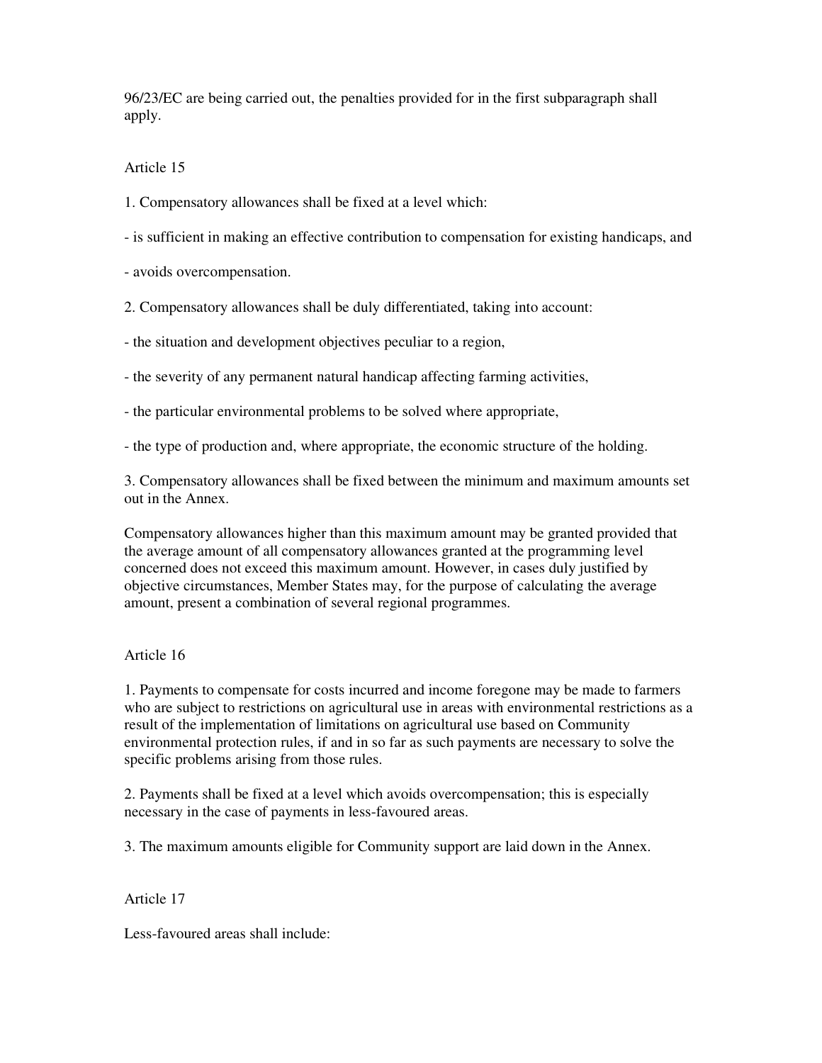96/23/EC are being carried out, the penalties provided for in the first subparagraph shall apply.

Article 15

1. Compensatory allowances shall be fixed at a level which:

- is sufficient in making an effective contribution to compensation for existing handicaps, and

- avoids overcompensation.

2. Compensatory allowances shall be duly differentiated, taking into account:

- the situation and development objectives peculiar to a region,

- the severity of any permanent natural handicap affecting farming activities,

- the particular environmental problems to be solved where appropriate,

- the type of production and, where appropriate, the economic structure of the holding.

3. Compensatory allowances shall be fixed between the minimum and maximum amounts set out in the Annex.

Compensatory allowances higher than this maximum amount may be granted provided that the average amount of all compensatory allowances granted at the programming level concerned does not exceed this maximum amount. However, in cases duly justified by objective circumstances, Member States may, for the purpose of calculating the average amount, present a combination of several regional programmes.

Article 16

1. Payments to compensate for costs incurred and income foregone may be made to farmers who are subject to restrictions on agricultural use in areas with environmental restrictions as a result of the implementation of limitations on agricultural use based on Community environmental protection rules, if and in so far as such payments are necessary to solve the specific problems arising from those rules.

2. Payments shall be fixed at a level which avoids overcompensation; this is especially necessary in the case of payments in less-favoured areas.

3. The maximum amounts eligible for Community support are laid down in the Annex.

Article 17

Less-favoured areas shall include: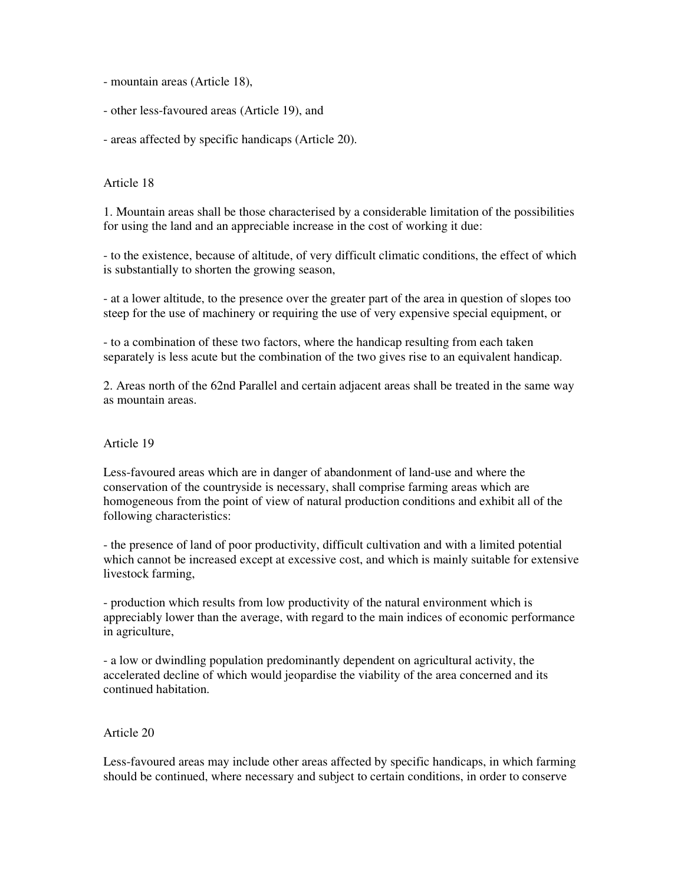- mountain areas (Article 18),

- other less-favoured areas (Article 19), and

- areas affected by specific handicaps (Article 20).

Article 18

1. Mountain areas shall be those characterised by a considerable limitation of the possibilities for using the land and an appreciable increase in the cost of working it due:

- to the existence, because of altitude, of very difficult climatic conditions, the effect of which is substantially to shorten the growing season,

- at a lower altitude, to the presence over the greater part of the area in question of slopes too steep for the use of machinery or requiring the use of very expensive special equipment, or

- to a combination of these two factors, where the handicap resulting from each taken separately is less acute but the combination of the two gives rise to an equivalent handicap.

2. Areas north of the 62nd Parallel and certain adjacent areas shall be treated in the same way as mountain areas.

Article 19

Less-favoured areas which are in danger of abandonment of land-use and where the conservation of the countryside is necessary, shall comprise farming areas which are homogeneous from the point of view of natural production conditions and exhibit all of the following characteristics:

- the presence of land of poor productivity, difficult cultivation and with a limited potential which cannot be increased except at excessive cost, and which is mainly suitable for extensive livestock farming,

- production which results from low productivity of the natural environment which is appreciably lower than the average, with regard to the main indices of economic performance in agriculture,

- a low or dwindling population predominantly dependent on agricultural activity, the accelerated decline of which would jeopardise the viability of the area concerned and its continued habitation.

Article 20

Less-favoured areas may include other areas affected by specific handicaps, in which farming should be continued, where necessary and subject to certain conditions, in order to conserve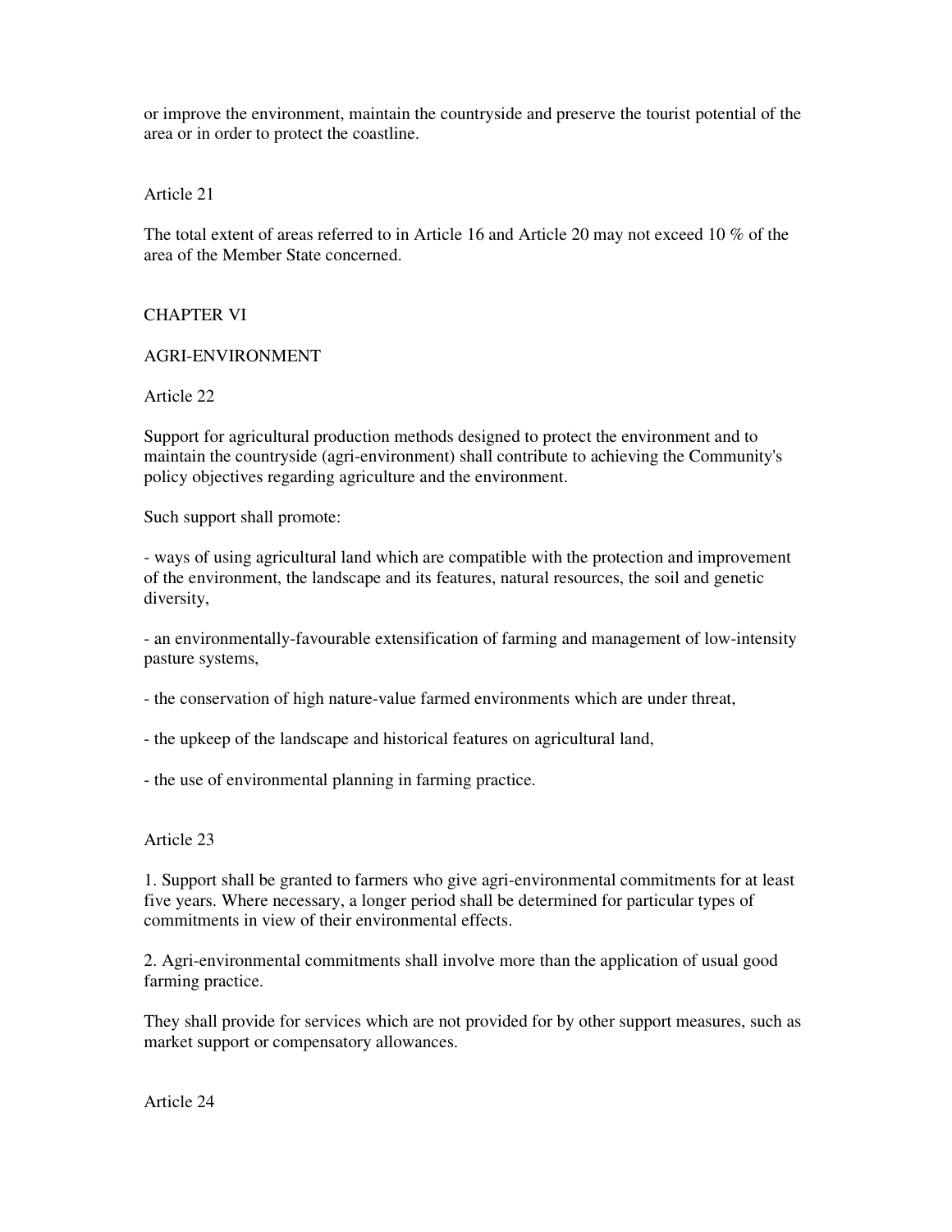or improve the environment, maintain the countryside and preserve the tourist potential of the area or in order to protect the coastline.

Article 21

The total extent of areas referred to in Article 16 and Article 20 may not exceed 10 % of the area of the Member State concerned.

## CHAPTER VI

## AGRI-ENVIRONMENT

Article 22

Support for agricultural production methods designed to protect the environment and to maintain the countryside (agri-environment) shall contribute to achieving the Community's policy objectives regarding agriculture and the environment.

Such support shall promote:

- ways of using agricultural land which are compatible with the protection and improvement of the environment, the landscape and its features, natural resources, the soil and genetic diversity,

- an environmentally-favourable extensification of farming and management of low-intensity pasture systems,

- the conservation of high nature-value farmed environments which are under threat,

- the upkeep of the landscape and historical features on agricultural land,

- the use of environmental planning in farming practice.

Article 23

1. Support shall be granted to farmers who give agri-environmental commitments for at least five years. Where necessary, a longer period shall be determined for particular types of commitments in view of their environmental effects.

2. Agri-environmental commitments shall involve more than the application of usual good farming practice.

They shall provide for services which are not provided for by other support measures, such as market support or compensatory allowances.

Article 24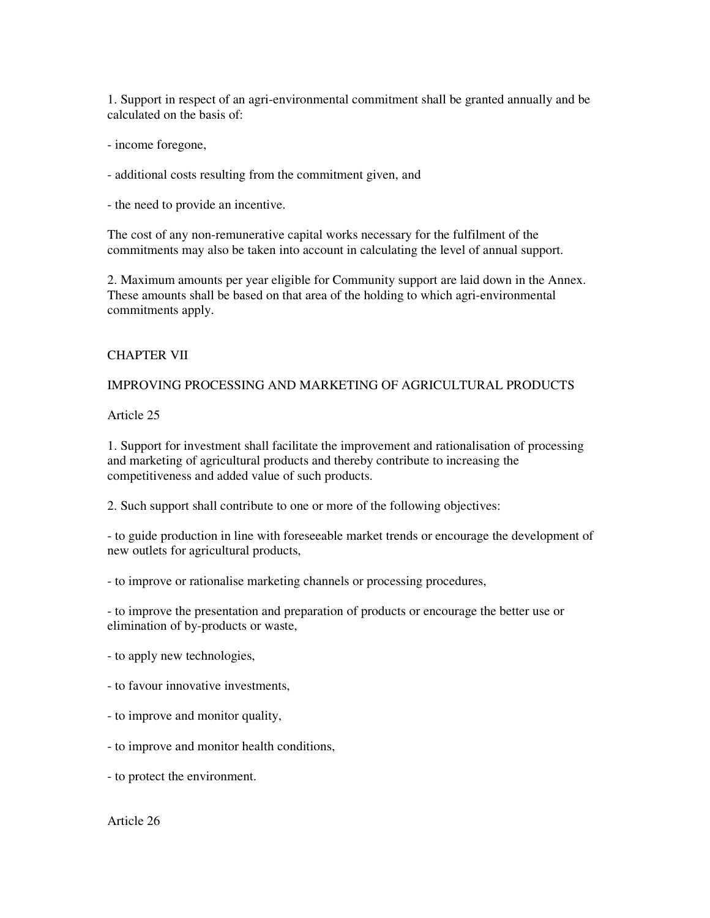1. Support in respect of an agri-environmental commitment shall be granted annually and be calculated on the basis of:

- income foregone,

- additional costs resulting from the commitment given, and

- the need to provide an incentive.

The cost of any non-remunerative capital works necessary for the fulfilment of the commitments may also be taken into account in calculating the level of annual support.

2. Maximum amounts per year eligible for Community support are laid down in the Annex. These amounts shall be based on that area of the holding to which agri-environmental commitments apply.

## CHAPTER VII

## IMPROVING PROCESSING AND MARKETING OF AGRICULTURAL PRODUCTS

### Article 25

1. Support for investment shall facilitate the improvement and rationalisation of processing and marketing of agricultural products and thereby contribute to increasing the competitiveness and added value of such products.

2. Such support shall contribute to one or more of the following objectives:

- to guide production in line with foreseeable market trends or encourage the development of new outlets for agricultural products,

- to improve or rationalise marketing channels or processing procedures,

- to improve the presentation and preparation of products or encourage the better use or elimination of by-products or waste,

- to apply new technologies,

- to favour innovative investments,

- to improve and monitor quality,

- to improve and monitor health conditions,

- to protect the environment.

### Article 26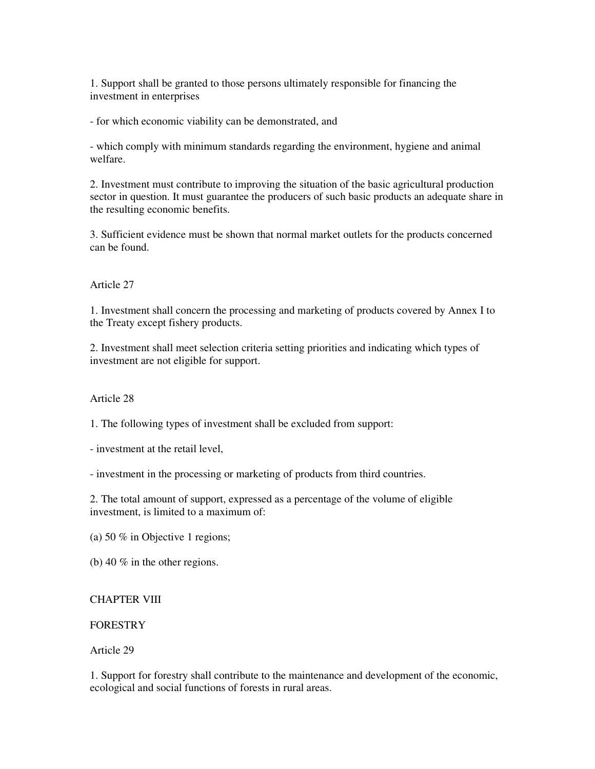1. Support shall be granted to those persons ultimately responsible for financing the investment in enterprises

- for which economic viability can be demonstrated, and

- which comply with minimum standards regarding the environment, hygiene and animal welfare.

2. Investment must contribute to improving the situation of the basic agricultural production sector in question. It must guarantee the producers of such basic products an adequate share in the resulting economic benefits.

3. Sufficient evidence must be shown that normal market outlets for the products concerned can be found.

Article 27

1. Investment shall concern the processing and marketing of products covered by Annex I to the Treaty except fishery products.

2. Investment shall meet selection criteria setting priorities and indicating which types of investment are not eligible for support.

Article 28

1. The following types of investment shall be excluded from support:

- investment at the retail level,

- investment in the processing or marketing of products from third countries.

2. The total amount of support, expressed as a percentage of the volume of eligible investment, is limited to a maximum of:

(a) 50 % in Objective 1 regions;

(b) 40 % in the other regions.

CHAPTER VIII

FORESTRY

Article 29

1. Support for forestry shall contribute to the maintenance and development of the economic, ecological and social functions of forests in rural areas.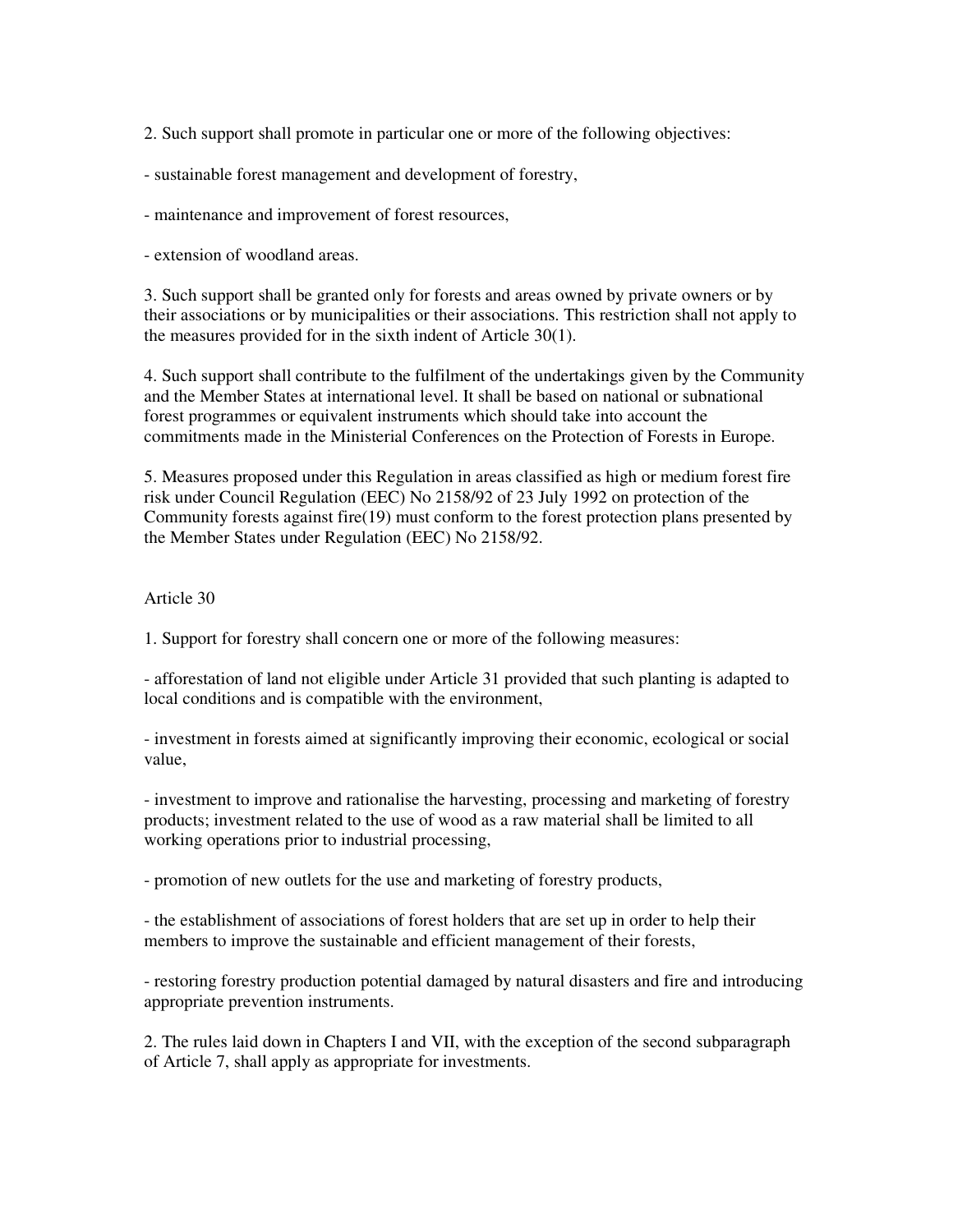2. Such support shall promote in particular one or more of the following objectives:

- sustainable forest management and development of forestry,

- maintenance and improvement of forest resources,

- extension of woodland areas.

3. Such support shall be granted only for forests and areas owned by private owners or by their associations or by municipalities or their associations. This restriction shall not apply to the measures provided for in the sixth indent of Article 30(1).

4. Such support shall contribute to the fulfilment of the undertakings given by the Community and the Member States at international level. It shall be based on national or subnational forest programmes or equivalent instruments which should take into account the commitments made in the Ministerial Conferences on the Protection of Forests in Europe.

5. Measures proposed under this Regulation in areas classified as high or medium forest fire risk under Council Regulation (EEC) No 2158/92 of 23 July 1992 on protection of the Community forests against fire(19) must conform to the forest protection plans presented by the Member States under Regulation (EEC) No 2158/92.

Article 30

1. Support for forestry shall concern one or more of the following measures:

- afforestation of land not eligible under Article 31 provided that such planting is adapted to local conditions and is compatible with the environment,

- investment in forests aimed at significantly improving their economic, ecological or social value,

- investment to improve and rationalise the harvesting, processing and marketing of forestry products; investment related to the use of wood as a raw material shall be limited to all working operations prior to industrial processing,

- promotion of new outlets for the use and marketing of forestry products,

- the establishment of associations of forest holders that are set up in order to help their members to improve the sustainable and efficient management of their forests,

- restoring forestry production potential damaged by natural disasters and fire and introducing appropriate prevention instruments.

2. The rules laid down in Chapters I and VII, with the exception of the second subparagraph of Article 7, shall apply as appropriate for investments.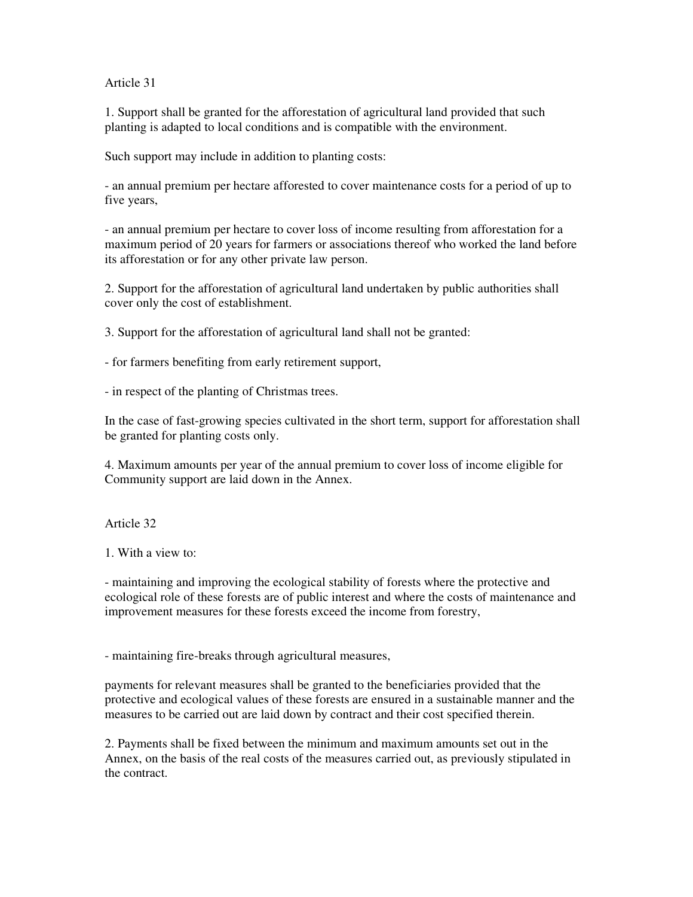Article 31

1. Support shall be granted for the afforestation of agricultural land provided that such planting is adapted to local conditions and is compatible with the environment.

Such support may include in addition to planting costs:

- an annual premium per hectare afforested to cover maintenance costs for a period of up to five years,

- an annual premium per hectare to cover loss of income resulting from afforestation for a maximum period of 20 years for farmers or associations thereof who worked the land before its afforestation or for any other private law person.

2. Support for the afforestation of agricultural land undertaken by public authorities shall cover only the cost of establishment.

3. Support for the afforestation of agricultural land shall not be granted:

- for farmers benefiting from early retirement support,

- in respect of the planting of Christmas trees.

In the case of fast-growing species cultivated in the short term, support for afforestation shall be granted for planting costs only.

4. Maximum amounts per year of the annual premium to cover loss of income eligible for Community support are laid down in the Annex.

Article 32

1. With a view to:

- maintaining and improving the ecological stability of forests where the protective and ecological role of these forests are of public interest and where the costs of maintenance and improvement measures for these forests exceed the income from forestry,

- maintaining fire-breaks through agricultural measures,

payments for relevant measures shall be granted to the beneficiaries provided that the protective and ecological values of these forests are ensured in a sustainable manner and the measures to be carried out are laid down by contract and their cost specified therein.

2. Payments shall be fixed between the minimum and maximum amounts set out in the Annex, on the basis of the real costs of the measures carried out, as previously stipulated in the contract.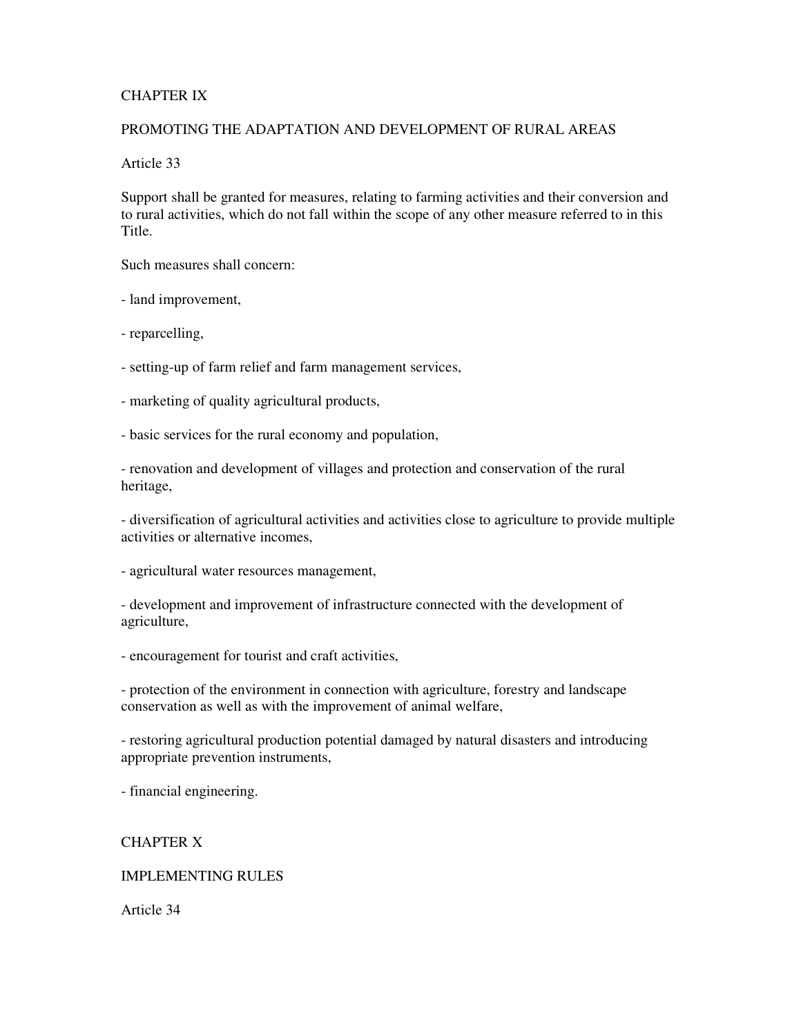## CHAPTER IX

## PROMOTING THE ADAPTATION AND DEVELOPMENT OF RURAL AREAS

### Article 33

Support shall be granted for measures, relating to farming activities and their conversion and to rural activities, which do not fall within the scope of any other measure referred to in this Title.

Such measures shall concern:

- land improvement,

- reparcelling,

- setting-up of farm relief and farm management services,

- marketing of quality agricultural products,

- basic services for the rural economy and population,

- renovation and development of villages and protection and conservation of the rural heritage,

- diversification of agricultural activities and activities close to agriculture to provide multiple activities or alternative incomes,

- agricultural water resources management,

- development and improvement of infrastructure connected with the development of agriculture,

- encouragement for tourist and craft activities,

- protection of the environment in connection with agriculture, forestry and landscape conservation as well as with the improvement of animal welfare,

- restoring agricultural production potential damaged by natural disasters and introducing appropriate prevention instruments,

- financial engineering.

## CHAPTER X

## IMPLEMENTING RULES

### Article 34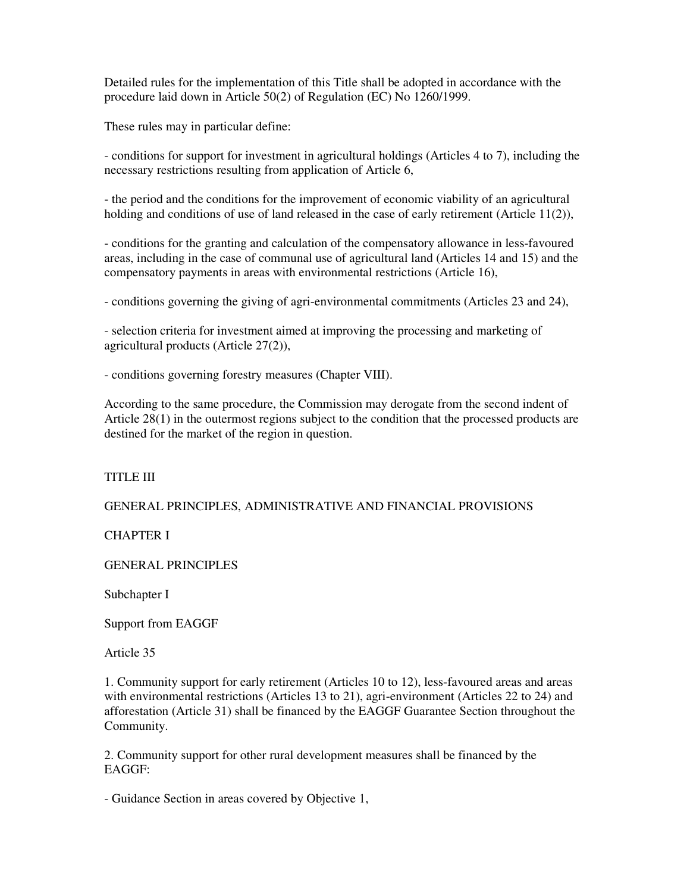Detailed rules for the implementation of this Title shall be adopted in accordance with the procedure laid down in Article 50(2) of Regulation (EC) No 1260/1999.

These rules may in particular define:

- conditions for support for investment in agricultural holdings (Articles 4 to 7), including the necessary restrictions resulting from application of Article 6,

- the period and the conditions for the improvement of economic viability of an agricultural holding and conditions of use of land released in the case of early retirement (Article 11(2)),

- conditions for the granting and calculation of the compensatory allowance in less-favoured areas, including in the case of communal use of agricultural land (Articles 14 and 15) and the compensatory payments in areas with environmental restrictions (Article 16),

- conditions governing the giving of agri-environmental commitments (Articles 23 and 24),

- selection criteria for investment aimed at improving the processing and marketing of agricultural products (Article 27(2)),

- conditions governing forestry measures (Chapter VIII).

According to the same procedure, the Commission may derogate from the second indent of Article 28(1) in the outermost regions subject to the condition that the processed products are destined for the market of the region in question.

# TITLE III

# GENERAL PRINCIPLES, ADMINISTRATIVE AND FINANCIAL PROVISIONS

## CHAPTER I

## GENERAL PRINCIPLES

### Subchapter I

### Support from EAGGF

#### Article 35

1. Community support for early retirement (Articles 10 to 12), less-favoured areas and areas with environmental restrictions (Articles 13 to 21), agri-environment (Articles 22 to 24) and afforestation (Article 31) shall be financed by the EAGGF Guarantee Section throughout the Community.

2. Community support for other rural development measures shall be financed by the EAGGF:

- Guidance Section in areas covered by Objective 1,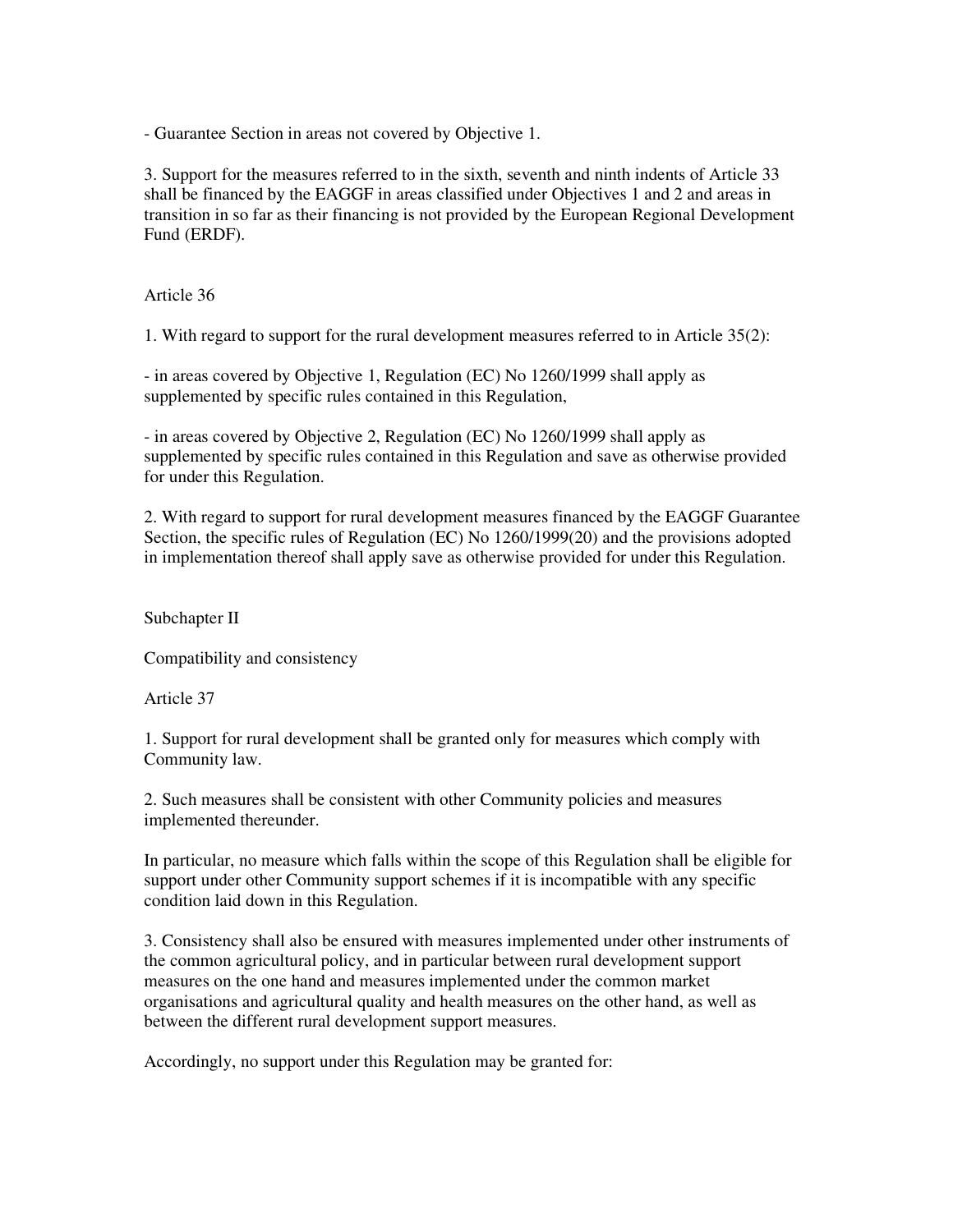- Guarantee Section in areas not covered by Objective 1.

3. Support for the measures referred to in the sixth, seventh and ninth indents of Article 33 shall be financed by the EAGGF in areas classified under Objectives 1 and 2 and areas in transition in so far as their financing is not provided by the European Regional Development Fund (ERDF).

Article 36

1. With regard to support for the rural development measures referred to in Article 35(2):

- in areas covered by Objective 1, Regulation (EC) No 1260/1999 shall apply as supplemented by specific rules contained in this Regulation,

- in areas covered by Objective 2, Regulation (EC) No 1260/1999 shall apply as supplemented by specific rules contained in this Regulation and save as otherwise provided for under this Regulation.

2. With regard to support for rural development measures financed by the EAGGF Guarantee Section, the specific rules of Regulation (EC) No 1260/1999(20) and the provisions adopted in implementation thereof shall apply save as otherwise provided for under this Regulation.

Subchapter II

Compatibility and consistency

Article 37

1. Support for rural development shall be granted only for measures which comply with Community law.

2. Such measures shall be consistent with other Community policies and measures implemented thereunder.

In particular, no measure which falls within the scope of this Regulation shall be eligible for support under other Community support schemes if it is incompatible with any specific condition laid down in this Regulation.

3. Consistency shall also be ensured with measures implemented under other instruments of the common agricultural policy, and in particular between rural development support measures on the one hand and measures implemented under the common market organisations and agricultural quality and health measures on the other hand, as well as between the different rural development support measures.

Accordingly, no support under this Regulation may be granted for: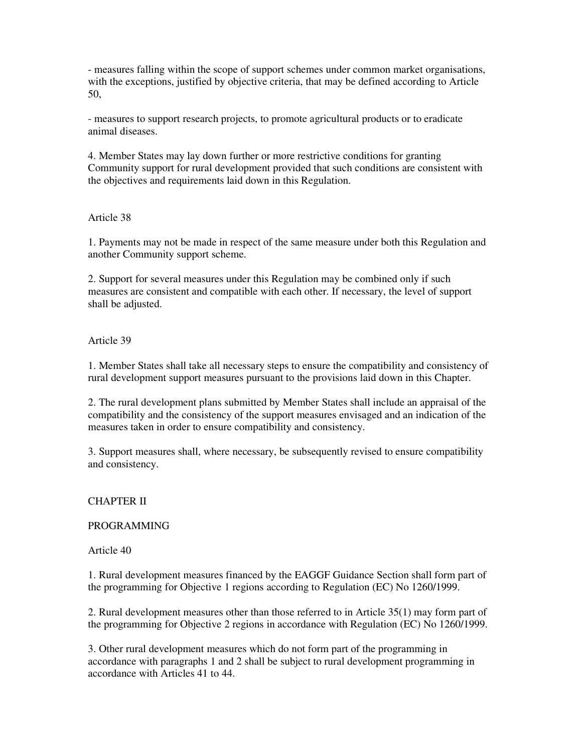- measures falling within the scope of support schemes under common market organisations, with the exceptions, justified by objective criteria, that may be defined according to Article 50,

- measures to support research projects, to promote agricultural products or to eradicate animal diseases.

4. Member States may lay down further or more restrictive conditions for granting Community support for rural development provided that such conditions are consistent with the objectives and requirements laid down in this Regulation.

Article 38

1. Payments may not be made in respect of the same measure under both this Regulation and another Community support scheme.

2. Support for several measures under this Regulation may be combined only if such measures are consistent and compatible with each other. If necessary, the level of support shall be adjusted.

Article 39

1. Member States shall take all necessary steps to ensure the compatibility and consistency of rural development support measures pursuant to the provisions laid down in this Chapter.

2. The rural development plans submitted by Member States shall include an appraisal of the compatibility and the consistency of the support measures envisaged and an indication of the measures taken in order to ensure compatibility and consistency.

3. Support measures shall, where necessary, be subsequently revised to ensure compatibility and consistency.

CHAPTER II

PROGRAMMING

Article 40

1. Rural development measures financed by the EAGGF Guidance Section shall form part of the programming for Objective 1 regions according to Regulation (EC) No 1260/1999.

2. Rural development measures other than those referred to in Article 35(1) may form part of the programming for Objective 2 regions in accordance with Regulation (EC) No 1260/1999.

3. Other rural development measures which do not form part of the programming in accordance with paragraphs 1 and 2 shall be subject to rural development programming in accordance with Articles 41 to 44.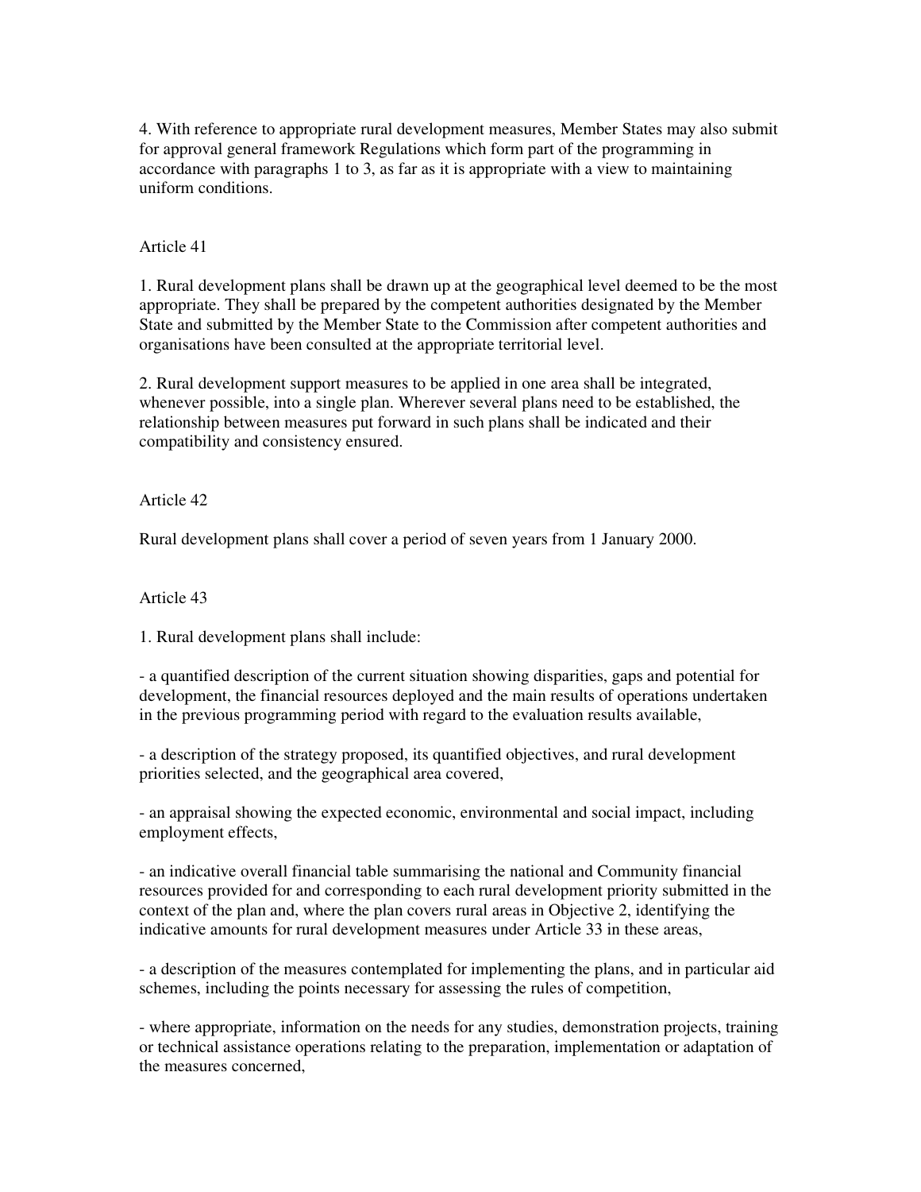4. With reference to appropriate rural development measures, Member States may also submit for approval general framework Regulations which form part of the programming in accordance with paragraphs 1 to 3, as far as it is appropriate with a view to maintaining uniform conditions.

Article 41

1. Rural development plans shall be drawn up at the geographical level deemed to be the most appropriate. They shall be prepared by the competent authorities designated by the Member State and submitted by the Member State to the Commission after competent authorities and organisations have been consulted at the appropriate territorial level.

2. Rural development support measures to be applied in one area shall be integrated, whenever possible, into a single plan. Wherever several plans need to be established, the relationship between measures put forward in such plans shall be indicated and their compatibility and consistency ensured.

Article 42

Rural development plans shall cover a period of seven years from 1 January 2000.

Article 43

1. Rural development plans shall include:

- a quantified description of the current situation showing disparities, gaps and potential for development, the financial resources deployed and the main results of operations undertaken in the previous programming period with regard to the evaluation results available,

- a description of the strategy proposed, its quantified objectives, and rural development priorities selected, and the geographical area covered,

- an appraisal showing the expected economic, environmental and social impact, including employment effects,

- an indicative overall financial table summarising the national and Community financial resources provided for and corresponding to each rural development priority submitted in the context of the plan and, where the plan covers rural areas in Objective 2, identifying the indicative amounts for rural development measures under Article 33 in these areas,

- a description of the measures contemplated for implementing the plans, and in particular aid schemes, including the points necessary for assessing the rules of competition,

- where appropriate, information on the needs for any studies, demonstration projects, training or technical assistance operations relating to the preparation, implementation or adaptation of the measures concerned,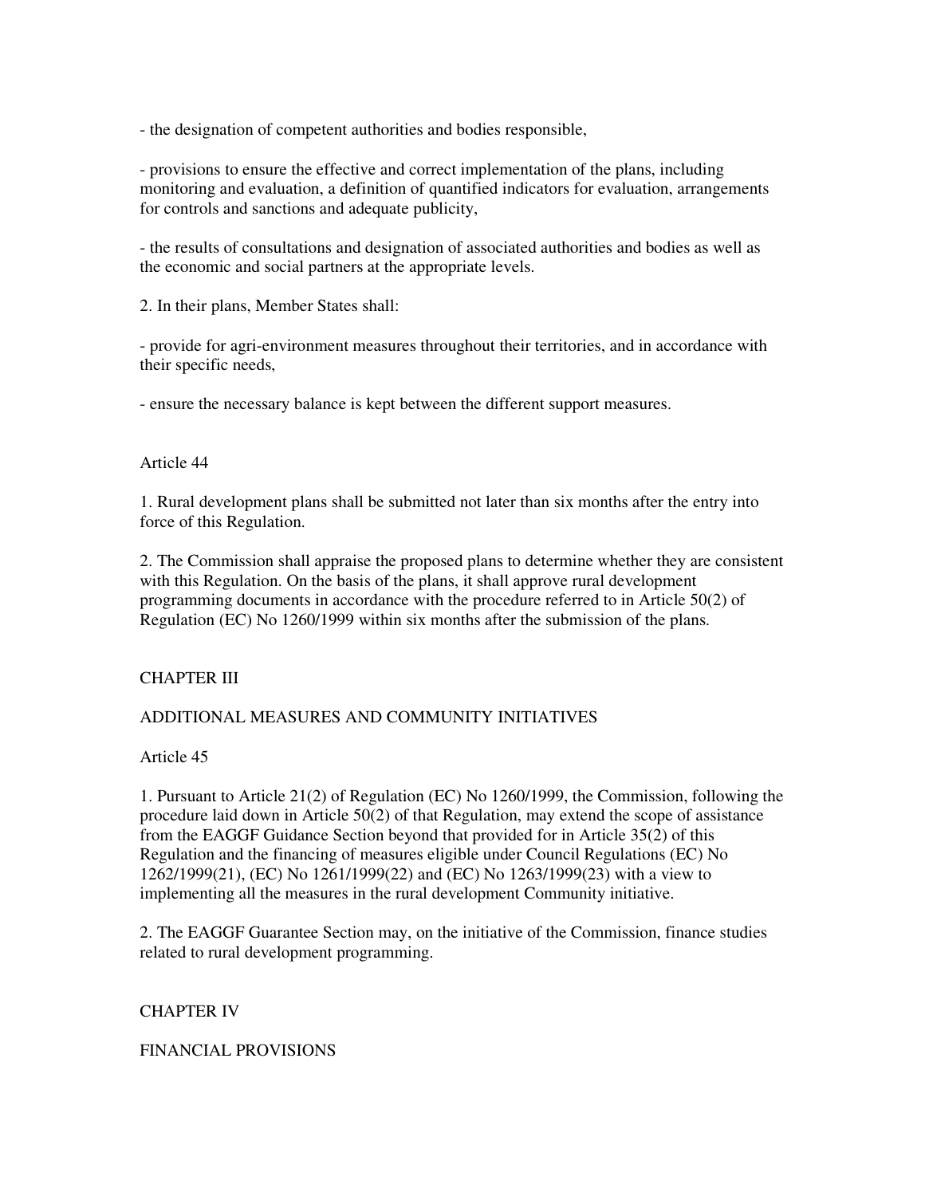- the designation of competent authorities and bodies responsible,

- provisions to ensure the effective and correct implementation of the plans, including monitoring and evaluation, a definition of quantified indicators for evaluation, arrangements for controls and sanctions and adequate publicity,

- the results of consultations and designation of associated authorities and bodies as well as the economic and social partners at the appropriate levels.

2. In their plans, Member States shall:

- provide for agri-environment measures throughout their territories, and in accordance with their specific needs,

- ensure the necessary balance is kept between the different support measures.

Article 44

1. Rural development plans shall be submitted not later than six months after the entry into force of this Regulation.

2. The Commission shall appraise the proposed plans to determine whether they are consistent with this Regulation. On the basis of the plans, it shall approve rural development programming documents in accordance with the procedure referred to in Article 50(2) of Regulation (EC) No 1260/1999 within six months after the submission of the plans.

CHAPTER III

ADDITIONAL MEASURES AND COMMUNITY INITIATIVES

Article 45

1. Pursuant to Article 21(2) of Regulation (EC) No 1260/1999, the Commission, following the procedure laid down in Article 50(2) of that Regulation, may extend the scope of assistance from the EAGGF Guidance Section beyond that provided for in Article 35(2) of this Regulation and the financing of measures eligible under Council Regulations (EC) No 1262/1999(21), (EC) No 1261/1999(22) and (EC) No 1263/1999(23) with a view to implementing all the measures in the rural development Community initiative.

2. The EAGGF Guarantee Section may, on the initiative of the Commission, finance studies related to rural development programming.

CHAPTER IV

FINANCIAL PROVISIONS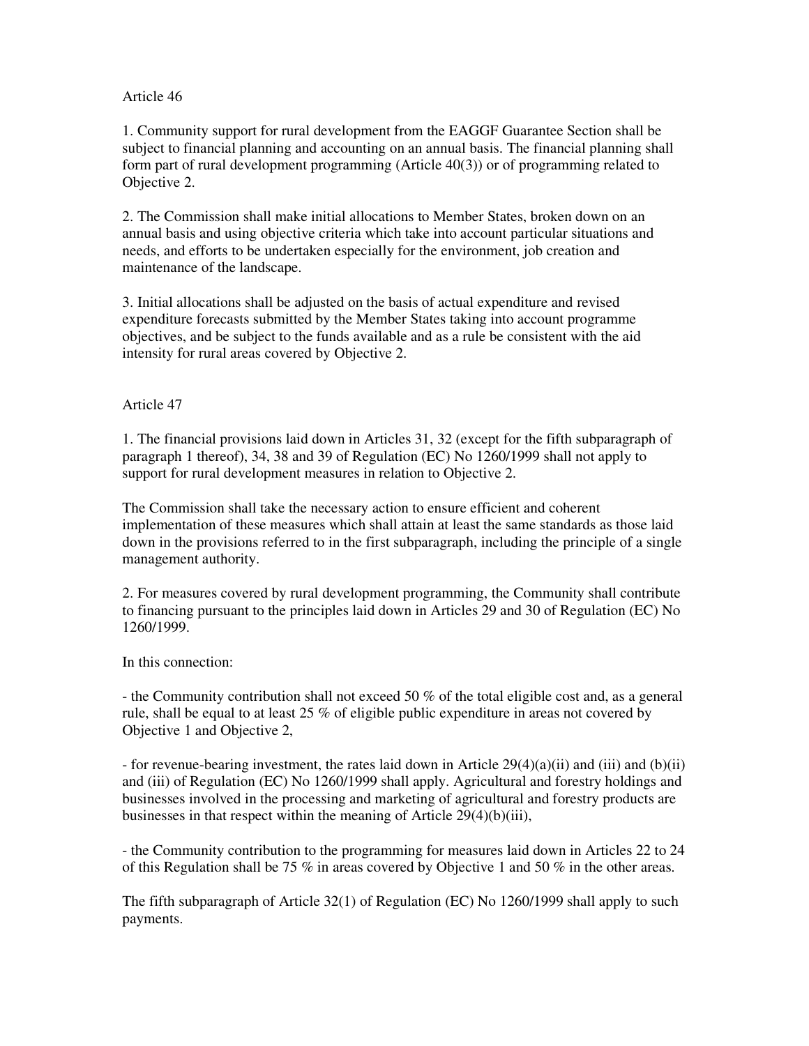Article 46

1. Community support for rural development from the EAGGF Guarantee Section shall be subject to financial planning and accounting on an annual basis. The financial planning shall form part of rural development programming (Article 40(3)) or of programming related to Objective 2.

2. The Commission shall make initial allocations to Member States, broken down on an annual basis and using objective criteria which take into account particular situations and needs, and efforts to be undertaken especially for the environment, job creation and maintenance of the landscape.

3. Initial allocations shall be adjusted on the basis of actual expenditure and revised expenditure forecasts submitted by the Member States taking into account programme objectives, and be subject to the funds available and as a rule be consistent with the aid intensity for rural areas covered by Objective 2.

Article 47

1. The financial provisions laid down in Articles 31, 32 (except for the fifth subparagraph of paragraph 1 thereof), 34, 38 and 39 of Regulation (EC) No 1260/1999 shall not apply to support for rural development measures in relation to Objective 2.

The Commission shall take the necessary action to ensure efficient and coherent implementation of these measures which shall attain at least the same standards as those laid down in the provisions referred to in the first subparagraph, including the principle of a single management authority.

2. For measures covered by rural development programming, the Community shall contribute to financing pursuant to the principles laid down in Articles 29 and 30 of Regulation (EC) No 1260/1999.

In this connection:

- the Community contribution shall not exceed 50 % of the total eligible cost and, as a general rule, shall be equal to at least 25 % of eligible public expenditure in areas not covered by Objective 1 and Objective 2,

- for revenue-bearing investment, the rates laid down in Article 29(4)(a)(ii) and (iii) and (b)(ii) and (iii) of Regulation (EC) No 1260/1999 shall apply. Agricultural and forestry holdings and businesses involved in the processing and marketing of agricultural and forestry products are businesses in that respect within the meaning of Article 29(4)(b)(iii),

- the Community contribution to the programming for measures laid down in Articles 22 to 24 of this Regulation shall be 75 % in areas covered by Objective 1 and 50 % in the other areas.

The fifth subparagraph of Article 32(1) of Regulation (EC) No 1260/1999 shall apply to such payments.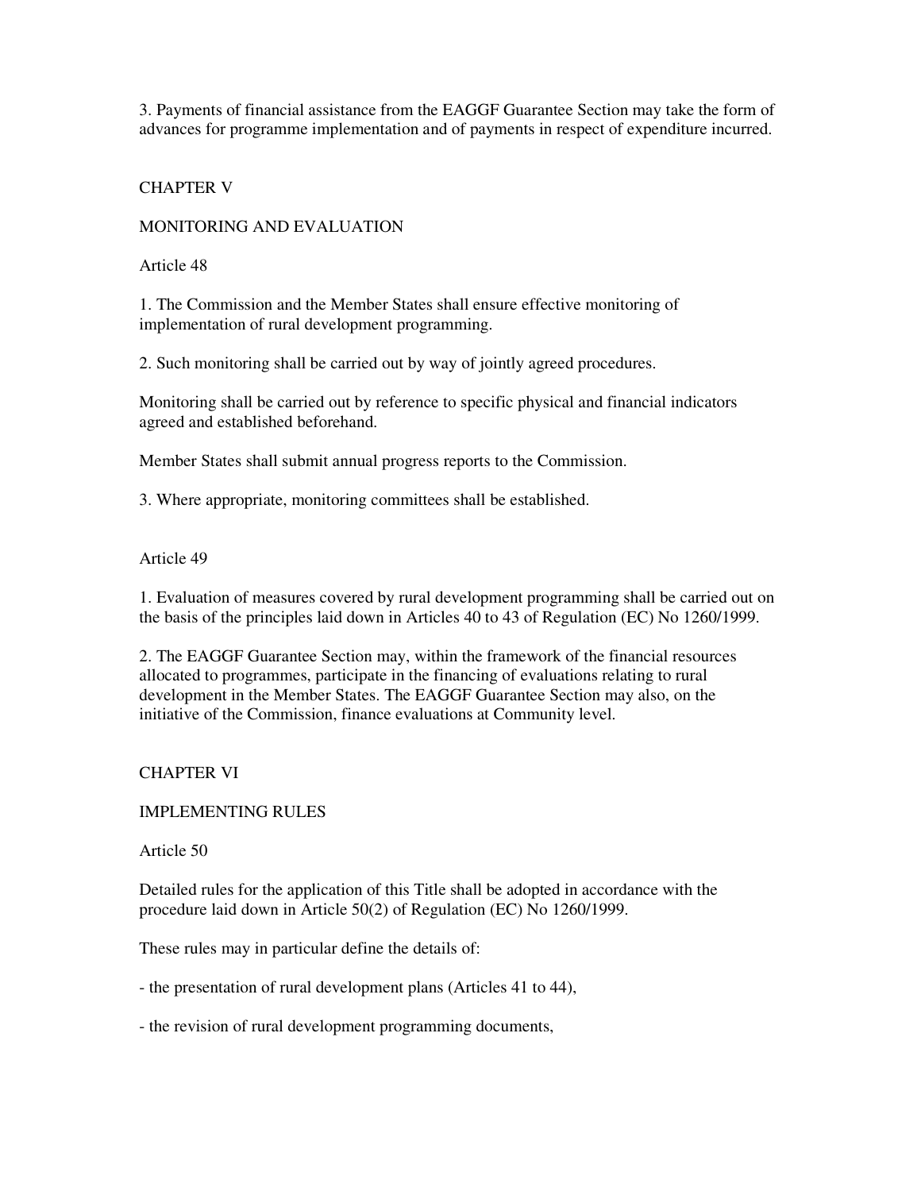3. Payments of financial assistance from the EAGGF Guarantee Section may take the form of advances for programme implementation and of payments in respect of expenditure incurred.

## CHAPTER V

## MONITORING AND EVALUATION

### Article 48

1. The Commission and the Member States shall ensure effective monitoring of implementation of rural development programming.

2. Such monitoring shall be carried out by way of jointly agreed procedures.

Monitoring shall be carried out by reference to specific physical and financial indicators agreed and established beforehand.

Member States shall submit annual progress reports to the Commission.

3. Where appropriate, monitoring committees shall be established.

### Article 49

1. Evaluation of measures covered by rural development programming shall be carried out on the basis of the principles laid down in Articles 40 to 43 of Regulation (EC) No 1260/1999.

2. The EAGGF Guarantee Section may, within the framework of the financial resources allocated to programmes, participate in the financing of evaluations relating to rural development in the Member States. The EAGGF Guarantee Section may also, on the initiative of the Commission, finance evaluations at Community level.

## CHAPTER VI

## IMPLEMENTING RULES

### Article 50

Detailed rules for the application of this Title shall be adopted in accordance with the procedure laid down in Article 50(2) of Regulation (EC) No 1260/1999.

These rules may in particular define the details of:

- the presentation of rural development plans (Articles 41 to 44),

- the revision of rural development programming documents,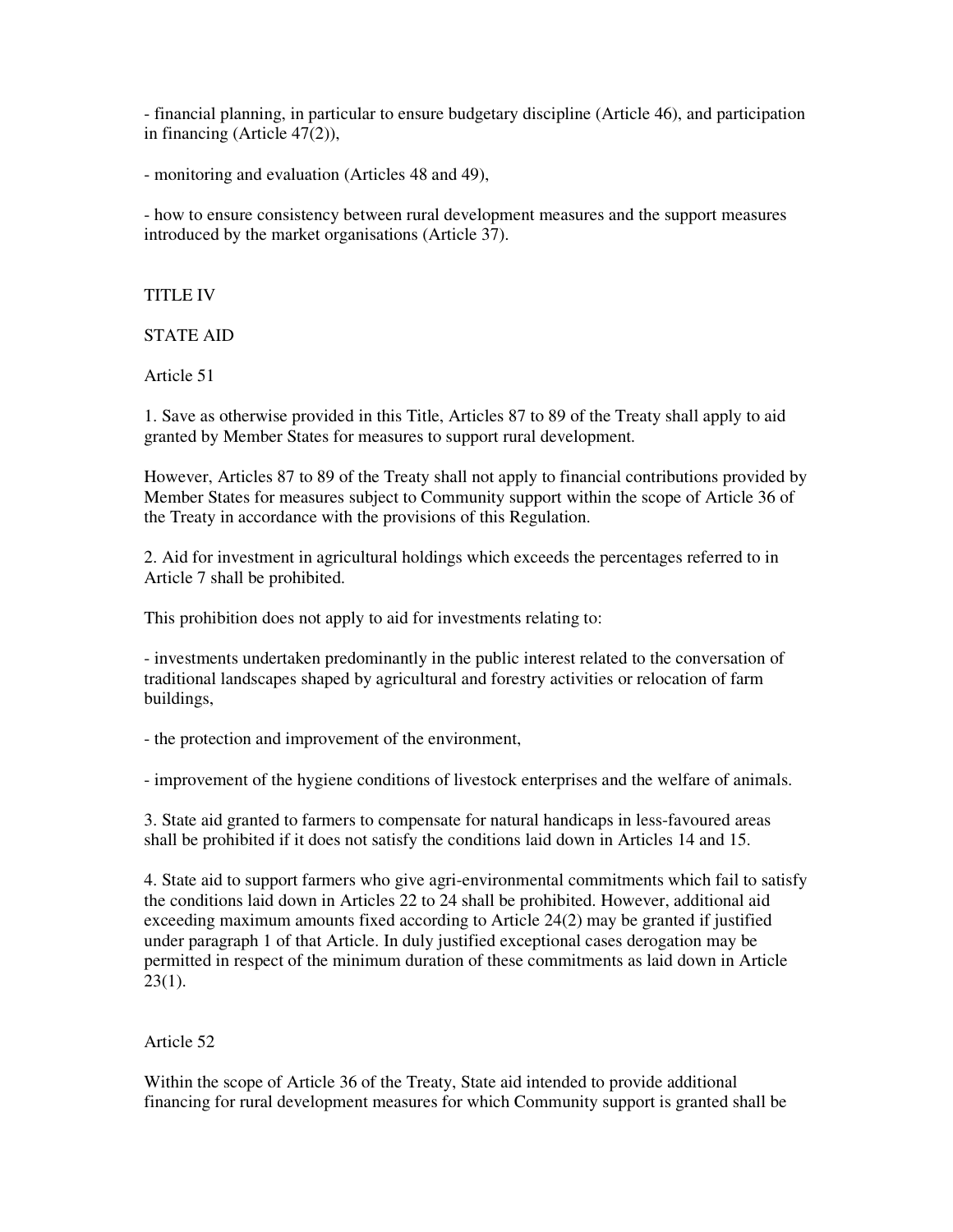- financial planning, in particular to ensure budgetary discipline (Article 46), and participation in financing (Article 47(2)),

- monitoring and evaluation (Articles 48 and 49),

- how to ensure consistency between rural development measures and the support measures introduced by the market organisations (Article 37).

TITLE IV

STATE AID

Article 51

1. Save as otherwise provided in this Title, Articles 87 to 89 of the Treaty shall apply to aid granted by Member States for measures to support rural development.

However, Articles 87 to 89 of the Treaty shall not apply to financial contributions provided by Member States for measures subject to Community support within the scope of Article 36 of the Treaty in accordance with the provisions of this Regulation.

2. Aid for investment in agricultural holdings which exceeds the percentages referred to in Article 7 shall be prohibited.

This prohibition does not apply to aid for investments relating to:

- investments undertaken predominantly in the public interest related to the conversation of traditional landscapes shaped by agricultural and forestry activities or relocation of farm buildings,

- the protection and improvement of the environment,

- improvement of the hygiene conditions of livestock enterprises and the welfare of animals.

3. State aid granted to farmers to compensate for natural handicaps in less-favoured areas shall be prohibited if it does not satisfy the conditions laid down in Articles 14 and 15.

4. State aid to support farmers who give agri-environmental commitments which fail to satisfy the conditions laid down in Articles 22 to 24 shall be prohibited. However, additional aid exceeding maximum amounts fixed according to Article 24(2) may be granted if justified under paragraph 1 of that Article. In duly justified exceptional cases derogation may be permitted in respect of the minimum duration of these commitments as laid down in Article 23(1).

Article 52

Within the scope of Article 36 of the Treaty, State aid intended to provide additional financing for rural development measures for which Community support is granted shall be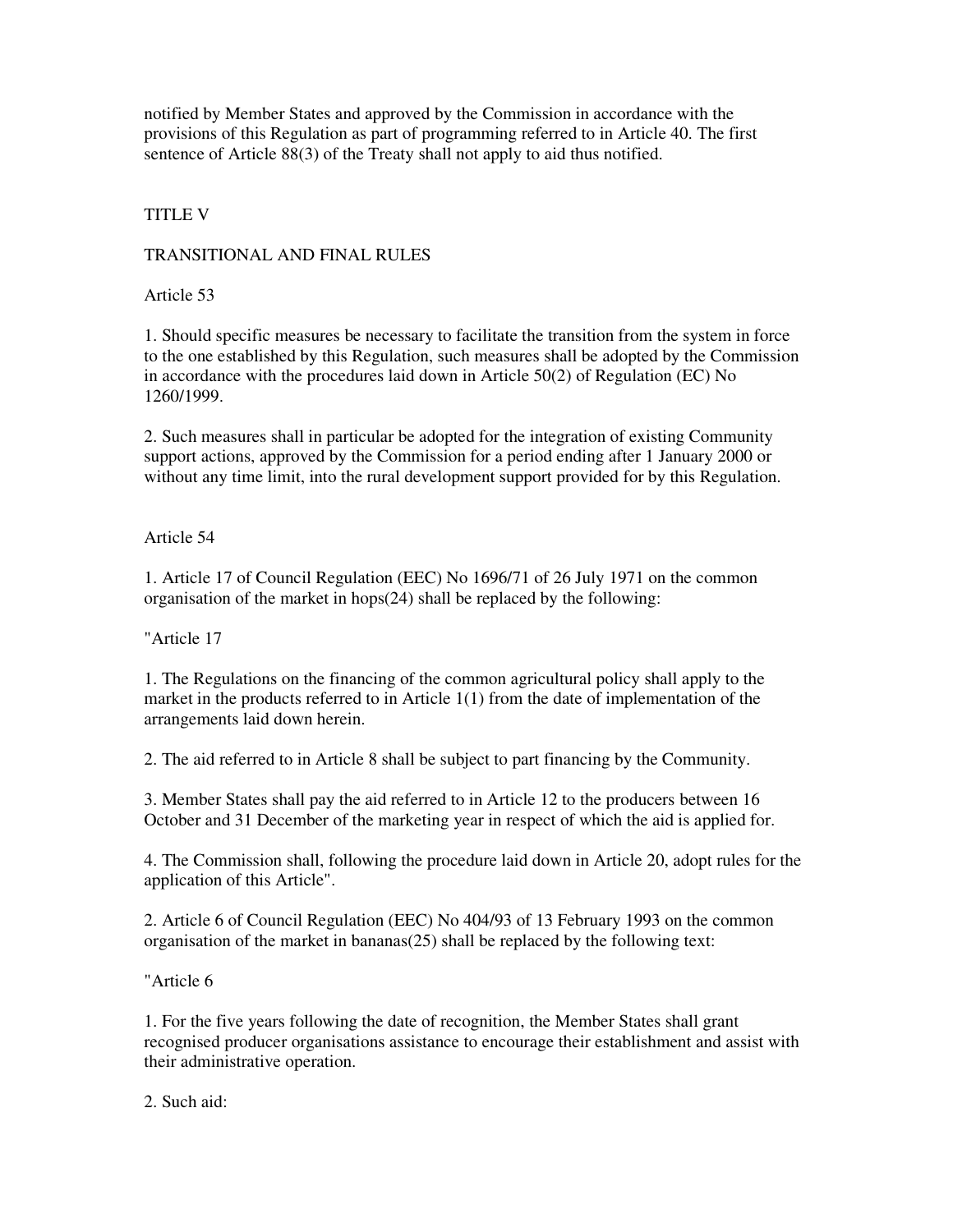notified by Member States and approved by the Commission in accordance with the provisions of this Regulation as part of programming referred to in Article 40. The first sentence of Article 88(3) of the Treaty shall not apply to aid thus notified.

## TITLE V

## TRANSITIONAL AND FINAL RULES

### Article 53

1. Should specific measures be necessary to facilitate the transition from the system in force to the one established by this Regulation, such measures shall be adopted by the Commission in accordance with the procedures laid down in Article 50(2) of Regulation (EC) No 1260/1999.

2. Such measures shall in particular be adopted for the integration of existing Community support actions, approved by the Commission for a period ending after 1 January 2000 or without any time limit, into the rural development support provided for by this Regulation.

### Article 54

1. Article 17 of Council Regulation (EEC) No 1696/71 of 26 July 1971 on the common organisation of the market in hops(24) shall be replaced by the following:

"Article 17

1. The Regulations on the financing of the common agricultural policy shall apply to the market in the products referred to in Article 1(1) from the date of implementation of the arrangements laid down herein.

2. The aid referred to in Article 8 shall be subject to part financing by the Community.

3. Member States shall pay the aid referred to in Article 12 to the producers between 16 October and 31 December of the marketing year in respect of which the aid is applied for.

4. The Commission shall, following the procedure laid down in Article 20, adopt rules for the application of this Article".

2. Article 6 of Council Regulation (EEC) No 404/93 of 13 February 1993 on the common organisation of the market in bananas(25) shall be replaced by the following text:

"Article 6

1. For the five years following the date of recognition, the Member States shall grant recognised producer organisations assistance to encourage their establishment and assist with their administrative operation.

2. Such aid: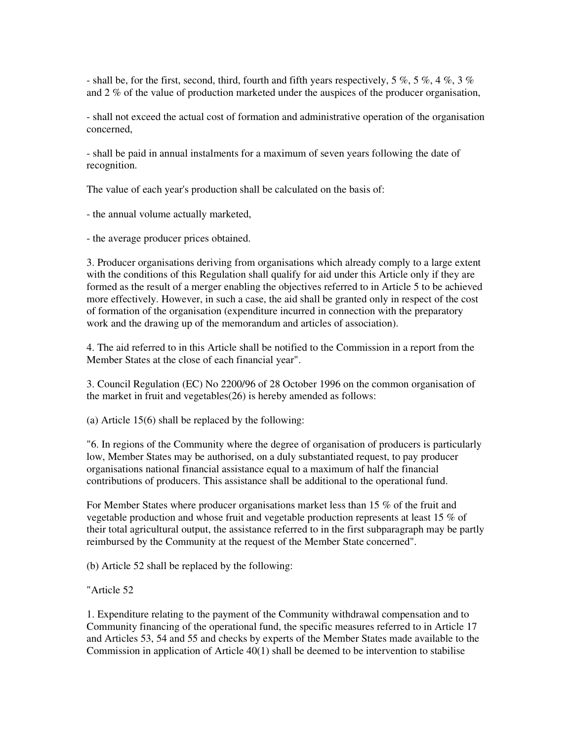- shall be, for the first, second, third, fourth and fifth years respectively, 5 %, 5 %, 4 %, 3 % and 2 % of the value of production marketed under the auspices of the producer organisation,

- shall not exceed the actual cost of formation and administrative operation of the organisation concerned,

- shall be paid in annual instalments for a maximum of seven years following the date of recognition.

The value of each year's production shall be calculated on the basis of:

- the annual volume actually marketed,

- the average producer prices obtained.

3. Producer organisations deriving from organisations which already comply to a large extent with the conditions of this Regulation shall qualify for aid under this Article only if they are formed as the result of a merger enabling the objectives referred to in Article 5 to be achieved more effectively. However, in such a case, the aid shall be granted only in respect of the cost of formation of the organisation (expenditure incurred in connection with the preparatory work and the drawing up of the memorandum and articles of association).

4. The aid referred to in this Article shall be notified to the Commission in a report from the Member States at the close of each financial year".

3. Council Regulation (EC) No 2200/96 of 28 October 1996 on the common organisation of the market in fruit and vegetables(26) is hereby amended as follows:

(a) Article 15(6) shall be replaced by the following:

"6. In regions of the Community where the degree of organisation of producers is particularly low, Member States may be authorised, on a duly substantiated request, to pay producer organisations national financial assistance equal to a maximum of half the financial contributions of producers. This assistance shall be additional to the operational fund.

For Member States where producer organisations market less than 15 % of the fruit and vegetable production and whose fruit and vegetable production represents at least 15 % of their total agricultural output, the assistance referred to in the first subparagraph may be partly reimbursed by the Community at the request of the Member State concerned".

(b) Article 52 shall be replaced by the following:

"Article 52

1. Expenditure relating to the payment of the Community withdrawal compensation and to Community financing of the operational fund, the specific measures referred to in Article 17 and Articles 53, 54 and 55 and checks by experts of the Member States made available to the Commission in application of Article 40(1) shall be deemed to be intervention to stabilise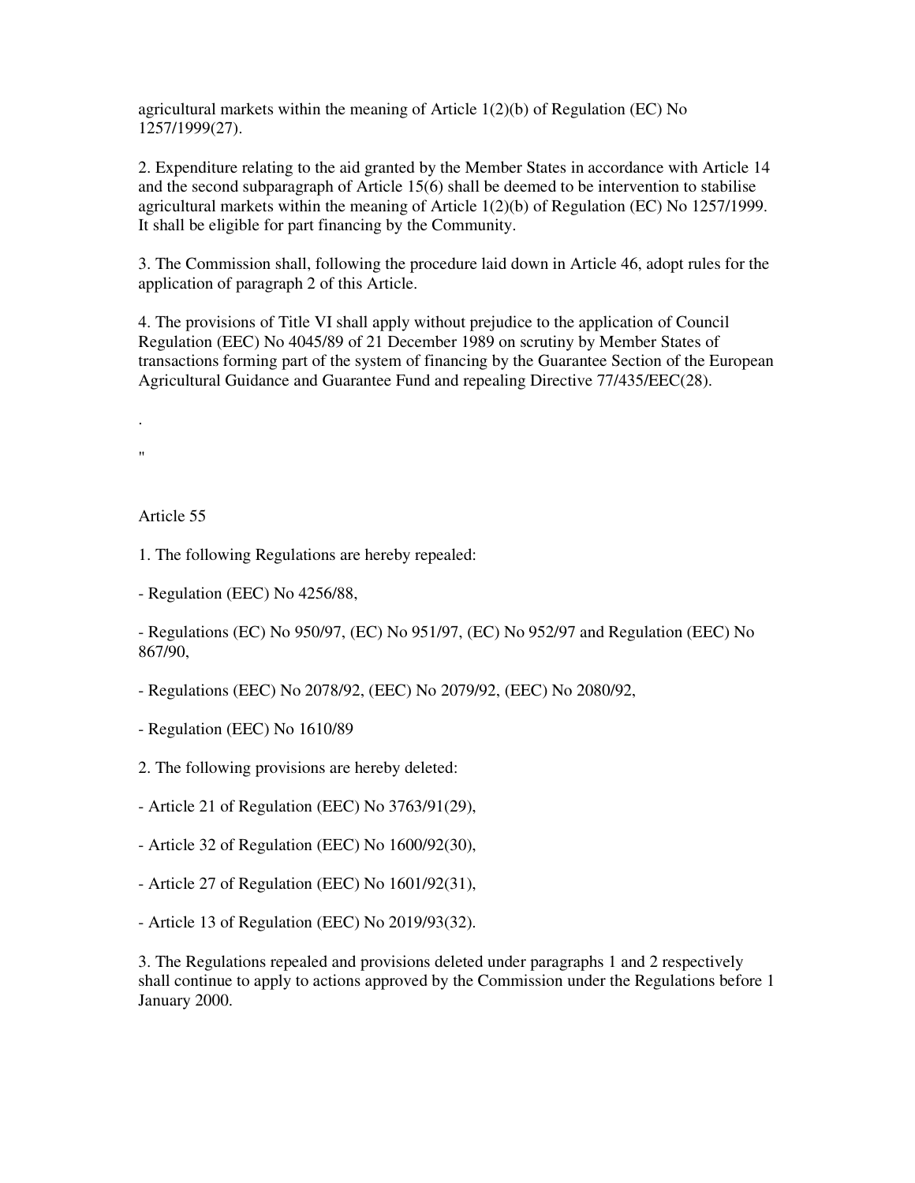agricultural markets within the meaning of Article 1(2)(b) of Regulation (EC) No 1257/1999(27).

2. Expenditure relating to the aid granted by the Member States in accordance with Article 14 and the second subparagraph of Article 15(6) shall be deemed to be intervention to stabilise agricultural markets within the meaning of Article 1(2)(b) of Regulation (EC) No 1257/1999. It shall be eligible for part financing by the Community.

3. The Commission shall, following the procedure laid down in Article 46, adopt rules for the application of paragraph 2 of this Article.

4. The provisions of Title VI shall apply without prejudice to the application of Council Regulation (EEC) No 4045/89 of 21 December 1989 on scrutiny by Member States of transactions forming part of the system of financing by the Guarantee Section of the European Agricultural Guidance and Guarantee Fund and repealing Directive 77/435/EEC(28).

.

"

Article 55

1. The following Regulations are hereby repealed:

- Regulation (EEC) No 4256/88,

- Regulations (EC) No 950/97, (EC) No 951/97, (EC) No 952/97 and Regulation (EEC) No 867/90,

- Regulations (EEC) No 2078/92, (EEC) No 2079/92, (EEC) No 2080/92,

- Regulation (EEC) No 1610/89

2. The following provisions are hereby deleted:

- Article 21 of Regulation (EEC) No 3763/91(29),

- Article 32 of Regulation (EEC) No 1600/92(30),

- Article 27 of Regulation (EEC) No 1601/92(31),

- Article 13 of Regulation (EEC) No 2019/93(32).

3. The Regulations repealed and provisions deleted under paragraphs 1 and 2 respectively shall continue to apply to actions approved by the Commission under the Regulations before 1 January 2000.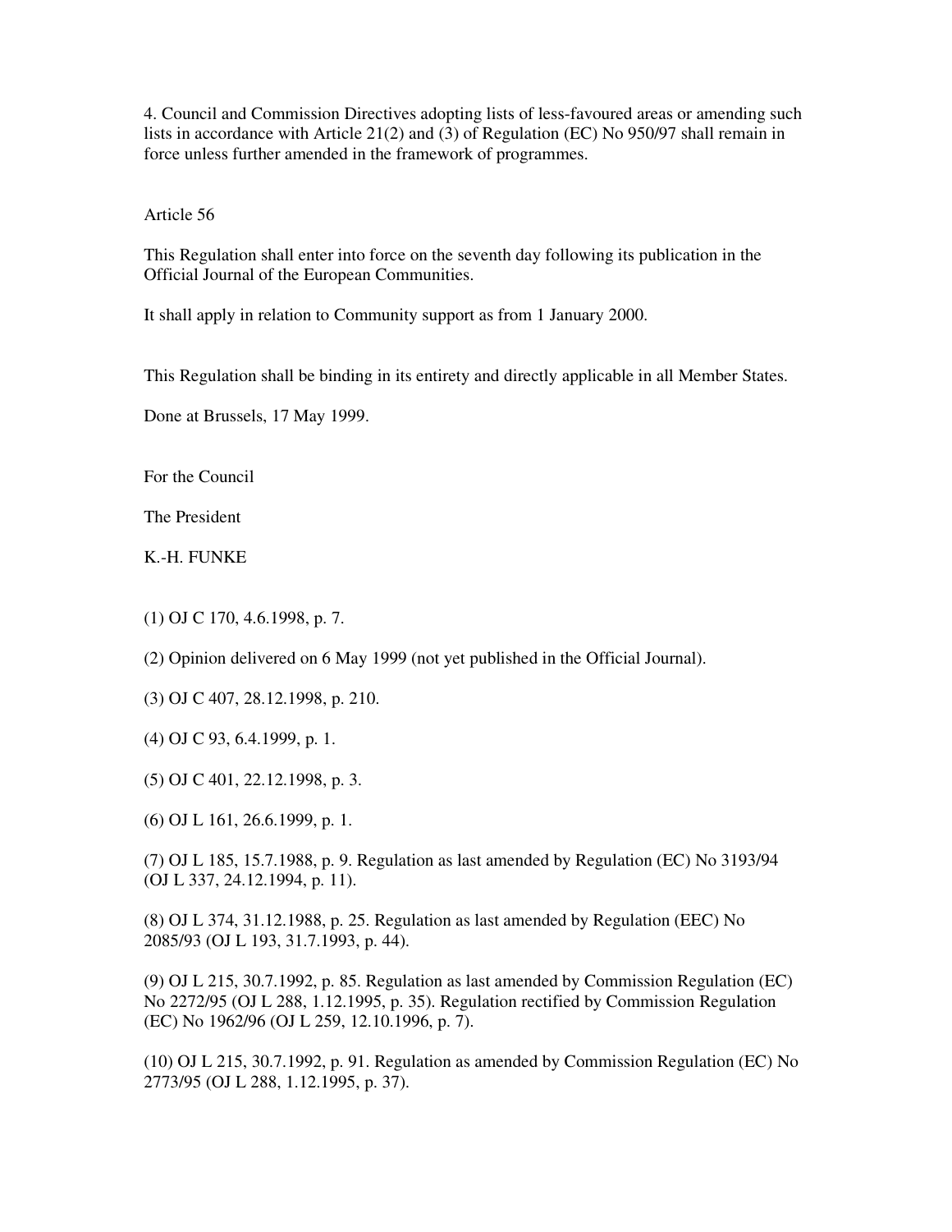4. Council and Commission Directives adopting lists of less-favoured areas or amending such lists in accordance with Article 21(2) and (3) of Regulation (EC) No 950/97 shall remain in force unless further amended in the framework of programmes.

Article 56

This Regulation shall enter into force on the seventh day following its publication in the Official Journal of the European Communities.

It shall apply in relation to Community support as from 1 January 2000.

This Regulation shall be binding in its entirety and directly applicable in all Member States.

Done at Brussels, 17 May 1999.

For the Council

The President

K.-H. FUNKE

(1) OJ C 170, 4.6.1998, p. 7.

(2) Opinion delivered on 6 May 1999 (not yet published in the Official Journal).

(3) OJ C 407, 28.12.1998, p. 210.

(4) OJ C 93, 6.4.1999, p. 1.

(5) OJ C 401, 22.12.1998, p. 3.

(6) OJ L 161, 26.6.1999, p. 1.

(7) OJ L 185, 15.7.1988, p. 9. Regulation as last amended by Regulation (EC) No 3193/94 (OJ L 337, 24.12.1994, p. 11).

(8) OJ L 374, 31.12.1988, p. 25. Regulation as last amended by Regulation (EEC) No 2085/93 (OJ L 193, 31.7.1993, p. 44).

(9) OJ L 215, 30.7.1992, p. 85. Regulation as last amended by Commission Regulation (EC) No 2272/95 (OJ L 288, 1.12.1995, p. 35). Regulation rectified by Commission Regulation (EC) No 1962/96 (OJ L 259, 12.10.1996, p. 7).

(10) OJ L 215, 30.7.1992, p. 91. Regulation as amended by Commission Regulation (EC) No 2773/95 (OJ L 288, 1.12.1995, p. 37).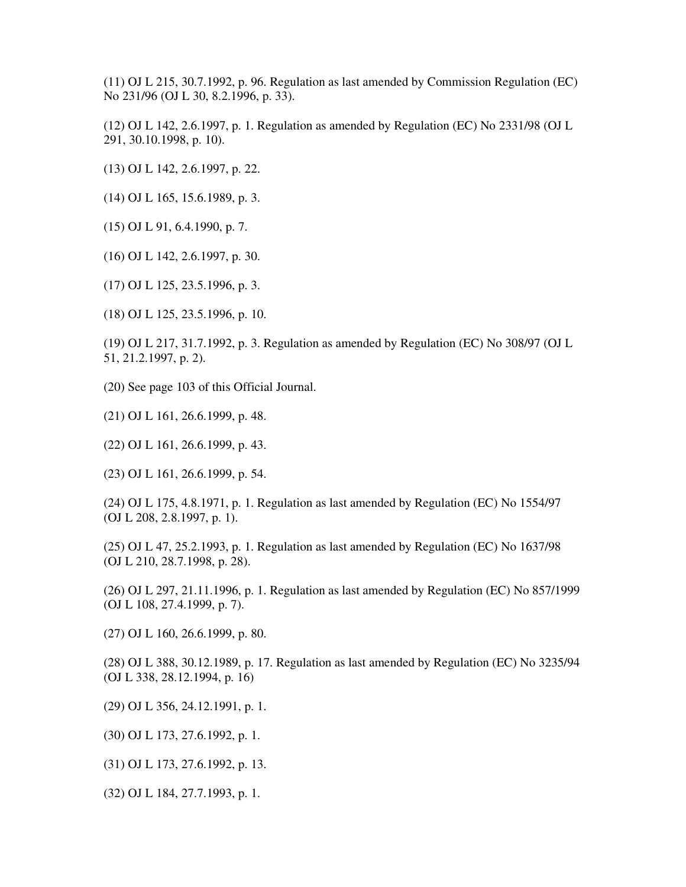(11) OJ L 215, 30.7.1992, p. 96. Regulation as last amended by Commission Regulation (EC) No 231/96 (OJ L 30, 8.2.1996, p. 33).

(12) OJ L 142, 2.6.1997, p. 1. Regulation as amended by Regulation (EC) No 2331/98 (OJ L 291, 30.10.1998, p. 10).

(13) OJ L 142, 2.6.1997, p. 22.

(14) OJ L 165, 15.6.1989, p. 3.

(15) OJ L 91, 6.4.1990, p. 7.

(16) OJ L 142, 2.6.1997, p. 30.

(17) OJ L 125, 23.5.1996, p. 3.

(18) OJ L 125, 23.5.1996, p. 10.

(19) OJ L 217, 31.7.1992, p. 3. Regulation as amended by Regulation (EC) No 308/97 (OJ L 51, 21.2.1997, p. 2).

(20) See page 103 of this Official Journal.

(21) OJ L 161, 26.6.1999, p. 48.

(22) OJ L 161, 26.6.1999, p. 43.

(23) OJ L 161, 26.6.1999, p. 54.

(24) OJ L 175, 4.8.1971, p. 1. Regulation as last amended by Regulation (EC) No 1554/97 (OJ L 208, 2.8.1997, p. 1).

(25) OJ L 47, 25.2.1993, p. 1. Regulation as last amended by Regulation (EC) No 1637/98 (OJ L 210, 28.7.1998, p. 28).

(26) OJ L 297, 21.11.1996, p. 1. Regulation as last amended by Regulation (EC) No 857/1999 (OJ L 108, 27.4.1999, p. 7).

(27) OJ L 160, 26.6.1999, p. 80.

(28) OJ L 388, 30.12.1989, p. 17. Regulation as last amended by Regulation (EC) No 3235/94 (OJ L 338, 28.12.1994, p. 16)

(29) OJ L 356, 24.12.1991, p. 1.

(30) OJ L 173, 27.6.1992, p. 1.

(31) OJ L 173, 27.6.1992, p. 13.

(32) OJ L 184, 27.7.1993, p. 1.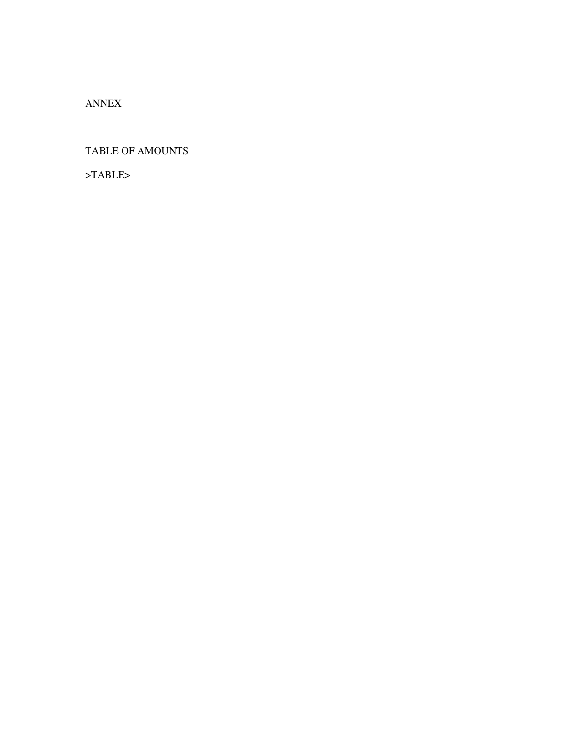ANNEX

TABLE OF AMOUNTS

>TABLE>